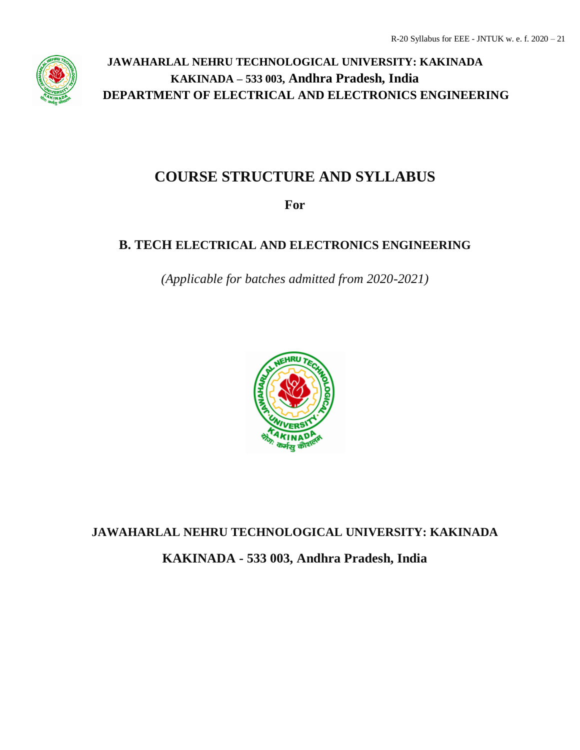**JAWAHARLAL NEHRU TECHNOLOGICAL UNIVERSITY: KAKINADA**

**KAKINADA – 533 003, Andhra Pradesh, India**

**DEPARTMENT OF ELECTRICAL AND ELECTRONICS ENGINEERING**

# COURSE STRUCTURE AND SYLLABUS

**For**

## B. TECH ELECTRICAL AND ELECTRONICS ENGINEERING

*(Applicable for batches admitted from 2020-2021)*

**JAWAHARLAL NEHRU TECHNOLOGICAL UNIVERSITY: KAKINADA**

**KAKINADA - 533 003, Andhra Pradesh, India**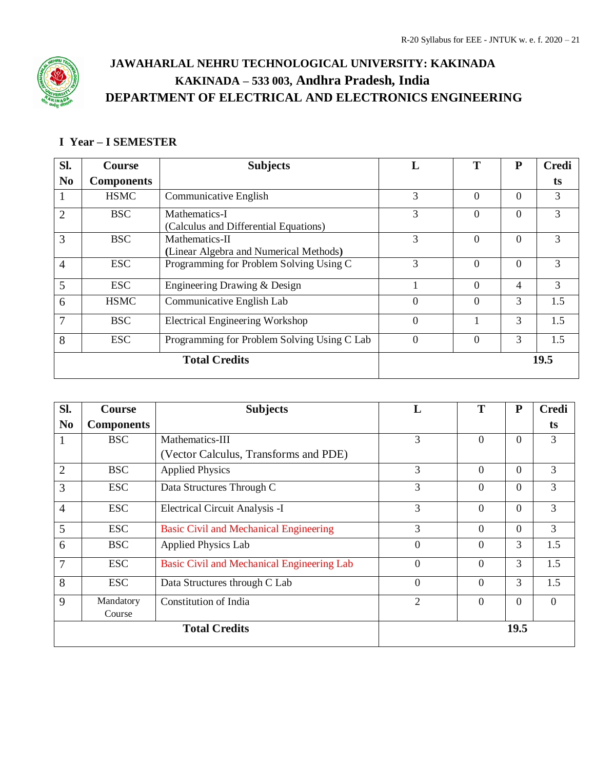# JAWAHARLAL NEHRU TECHNOLOGICAL UNIVERSITY: KAKINADA

## KAKINADA – 533 003, Andhra Pradesh, India

## DEPARTMENT OF ELECTRICAL AND ELECTRONICS ENGINEERING

### I Year – I SEMESTER

| Sl. No | Course Components | Subjects | L | T | P | Credits |
|---|---|---|---|---|---|---|
| 1 | HSMC | Communicative English | 3 | 0 | 0 | 3 |
| 2 | BSC | Mathematics-I (Calculus and Differential Equations) | 3 | 0 | 0 | 3 |
| 3 | BSC | Mathematics-II (Linear Algebra and Numerical Methods) | 3 | 0 | 0 | 3 |
| 4 | ESC | Programming for Problem Solving Using C | 3 | 0 | 0 | 3 |
| 5 | ESC | Engineering Drawing & Design | 1 | 0 | 4 | 3 |
| 6 | HSMC | Communicative English Lab | 0 | 0 | 3 | 1.5 |
| 7 | BSC | Electrical Engineering Workshop | 0 | 1 | 3 | 1.5 |
| 8 | ESC | Programming for Problem Solving Using C Lab | 0 | 0 | 3 | 1.5 |
| **Total Credits** | | | **19.5** | | | |

| Sl. No | Course Components | Subjects | L | T | P | Credits |
|---|---|---|---|---|---|---|
| 1 | BSC | Mathematics-III (Vector Calculus, Transforms and PDE) | 3 | 0 | 0 | 3 |
| 2 | BSC | Applied Physics | 3 | 0 | 0 | 3 |
| 3 | ESC | Data Structures Through C | 3 | 0 | 0 | 3 |
| 4 | ESC | Electrical Circuit Analysis -I | 3 | 0 | 0 | 3 |
| 5 | ESC | Basic Civil and Mechanical Engineering | 3 | 0 | 0 | 3 |
| 6 | BSC | Applied Physics Lab | 0 | 0 | 3 | 1.5 |
| 7 | ESC | Basic Civil and Mechanical Engineering Lab | 0 | 0 | 3 | 1.5 |
| 8 | ESC | Data Structures through C Lab | 0 | 0 | 3 | 1.5 |
| 9 | Mandatory Course | Constitution of India | 2 | 0 | 0 | 0 |
| **Total Credits** | | | **19.5** | | | |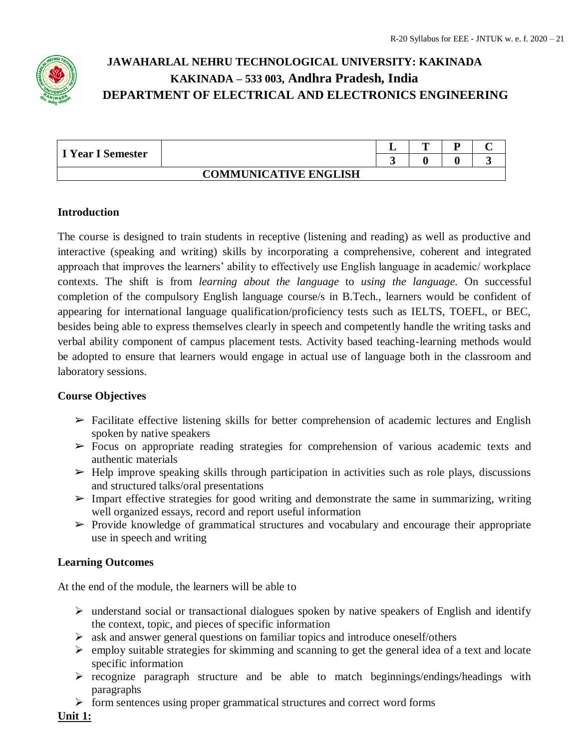# JAWAHARLAL NEHRU TECHNOLOGICAL UNIVERSITY: KAKINADA
## KAKINADA – 533 003, Andhra Pradesh, India
## DEPARTMENT OF ELECTRICAL AND ELECTRONICS ENGINEERING

| I Year I Semester | | L | T | P | C |
|---|---|---|---|---|---|
| | | 3 | 0 | 0 | 3 |
| **COMMUNICATIVE ENGLISH** | | | | | |

**Introduction**

The course is designed to train students in receptive (listening and reading) as well as productive and interactive (speaking and writing) skills by incorporating a comprehensive, coherent and integrated approach that improves the learners' ability to effectively use English language in academic/ workplace contexts. The shift is from *learning about the language* to *using the language.* On successful completion of the compulsory English language course/s in B.Tech., learners would be confident of appearing for international language qualification/proficiency tests such as IELTS, TOEFL, or BEC, besides being able to express themselves clearly in speech and competently handle the writing tasks and verbal ability component of campus placement tests. Activity based teaching-learning methods would be adopted to ensure that learners would engage in actual use of language both in the classroom and laboratory sessions.

**Course Objectives**

- Facilitate effective listening skills for better comprehension of academic lectures and English spoken by native speakers
- Focus on appropriate reading strategies for comprehension of various academic texts and authentic materials
- Help improve speaking skills through participation in activities such as role plays, discussions and structured talks/oral presentations
- Impart effective strategies for good writing and demonstrate the same in summarizing, writing well organized essays, record and report useful information
- Provide knowledge of grammatical structures and vocabulary and encourage their appropriate use in speech and writing

**Learning Outcomes**

At the end of the module, the learners will be able to

- understand social or transactional dialogues spoken by native speakers of English and identify the context, topic, and pieces of specific information
- ask and answer general questions on familiar topics and introduce oneself/others
- employ suitable strategies for skimming and scanning to get the general idea of a text and locate specific information
- recognize paragraph structure and be able to match beginnings/endings/headings with paragraphs
- form sentences using proper grammatical structures and correct word forms

**Unit 1:**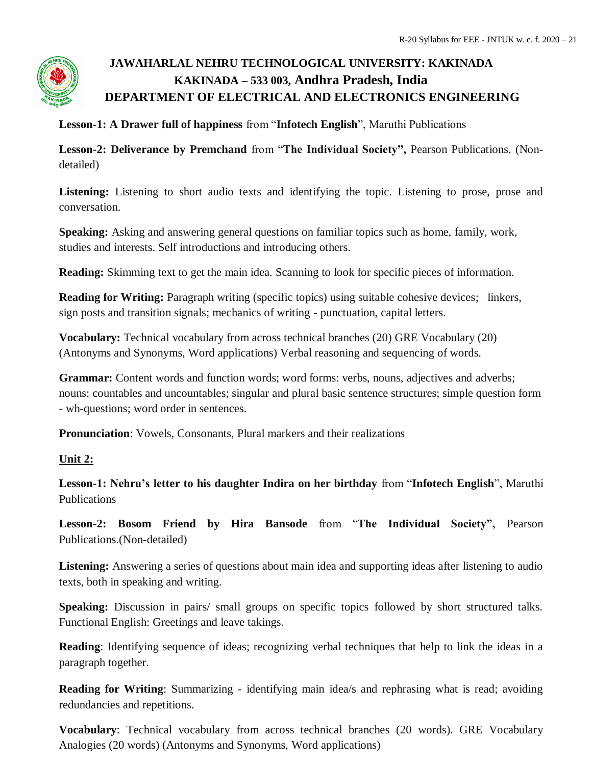**Lesson-1: A Drawer full of happiness** from "**Infotech English**", Maruthi Publications

**Lesson-2: Deliverance by Premchand** from "**The Individual Society",** Pearson Publications. (Non-detailed)

**Listening:** Listening to short audio texts and identifying the topic. Listening to prose, prose and conversation.

**Speaking:** Asking and answering general questions on familiar topics such as home, family, work, studies and interests. Self introductions and introducing others.

**Reading:** Skimming text to get the main idea. Scanning to look for specific pieces of information.

**Reading for Writing:** Paragraph writing (specific topics) using suitable cohesive devices; linkers, sign posts and transition signals; mechanics of writing - punctuation, capital letters.

**Vocabulary:** Technical vocabulary from across technical branches (20) GRE Vocabulary (20) (Antonyms and Synonyms, Word applications) Verbal reasoning and sequencing of words.

**Grammar:** Content words and function words; word forms: verbs, nouns, adjectives and adverbs; nouns: countables and uncountables; singular and plural basic sentence structures; simple question form - wh-questions; word order in sentences.

**Pronunciation**: Vowels, Consonants, Plural markers and their realizations

**Unit 2:**

**Lesson-1: Nehru's letter to his daughter Indira on her birthday** from "**Infotech English**", Maruthi Publications

**Lesson-2: Bosom Friend by Hira Bansode** from "**The Individual Society",** Pearson Publications.(Non-detailed)

**Listening:** Answering a series of questions about main idea and supporting ideas after listening to audio texts, both in speaking and writing.

**Speaking:** Discussion in pairs/ small groups on specific topics followed by short structured talks. Functional English: Greetings and leave takings.

**Reading**: Identifying sequence of ideas; recognizing verbal techniques that help to link the ideas in a paragraph together.

**Reading for Writing**: Summarizing - identifying main idea/s and rephrasing what is read; avoiding redundancies and repetitions.

**Vocabulary**: Technical vocabulary from across technical branches (20 words). GRE Vocabulary Analogies (20 words) (Antonyms and Synonyms, Word applications)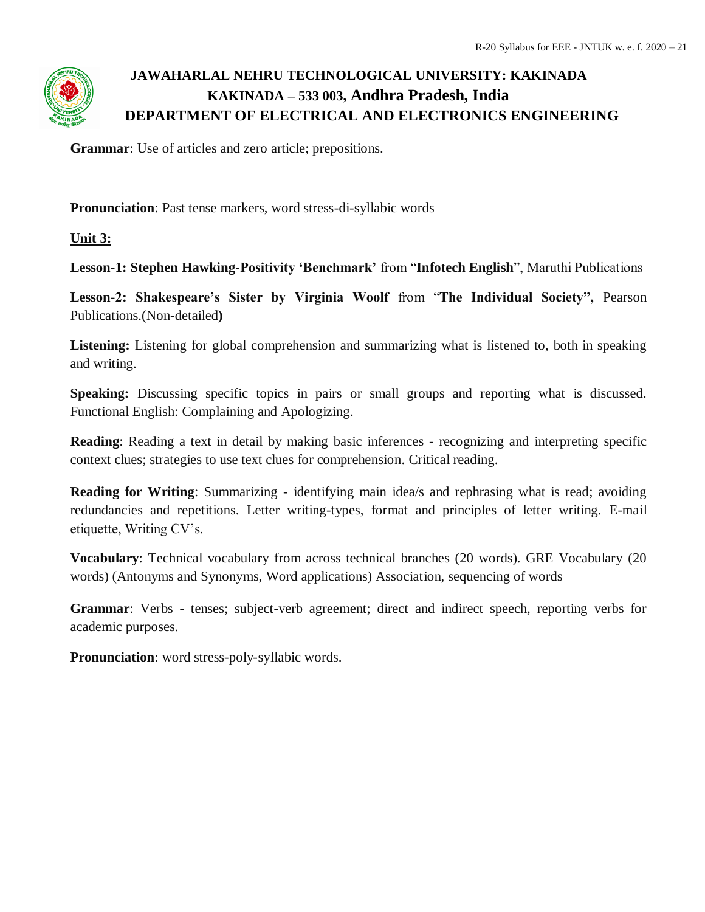**Grammar**: Use of articles and zero article; prepositions.

**Pronunciation**: Past tense markers, word stress-di-syllabic words

**Unit 3:**

**Lesson-1: Stephen Hawking-Positivity 'Benchmark'** from "**Infotech English**", Maruthi Publications

**Lesson-2: Shakespeare's Sister by Virginia Woolf** from "**The Individual Society",** Pearson Publications.(Non-detailed**)**

**Listening:** Listening for global comprehension and summarizing what is listened to, both in speaking and writing.

**Speaking:** Discussing specific topics in pairs or small groups and reporting what is discussed. Functional English: Complaining and Apologizing.

**Reading**: Reading a text in detail by making basic inferences - recognizing and interpreting specific context clues; strategies to use text clues for comprehension. Critical reading.

**Reading for Writing**: Summarizing - identifying main idea/s and rephrasing what is read; avoiding redundancies and repetitions. Letter writing-types, format and principles of letter writing. E-mail etiquette, Writing CV's.

**Vocabulary**: Technical vocabulary from across technical branches (20 words). GRE Vocabulary (20 words) (Antonyms and Synonyms, Word applications) Association, sequencing of words

**Grammar**: Verbs - tenses; subject-verb agreement; direct and indirect speech, reporting verbs for academic purposes.

**Pronunciation**: word stress-poly-syllabic words.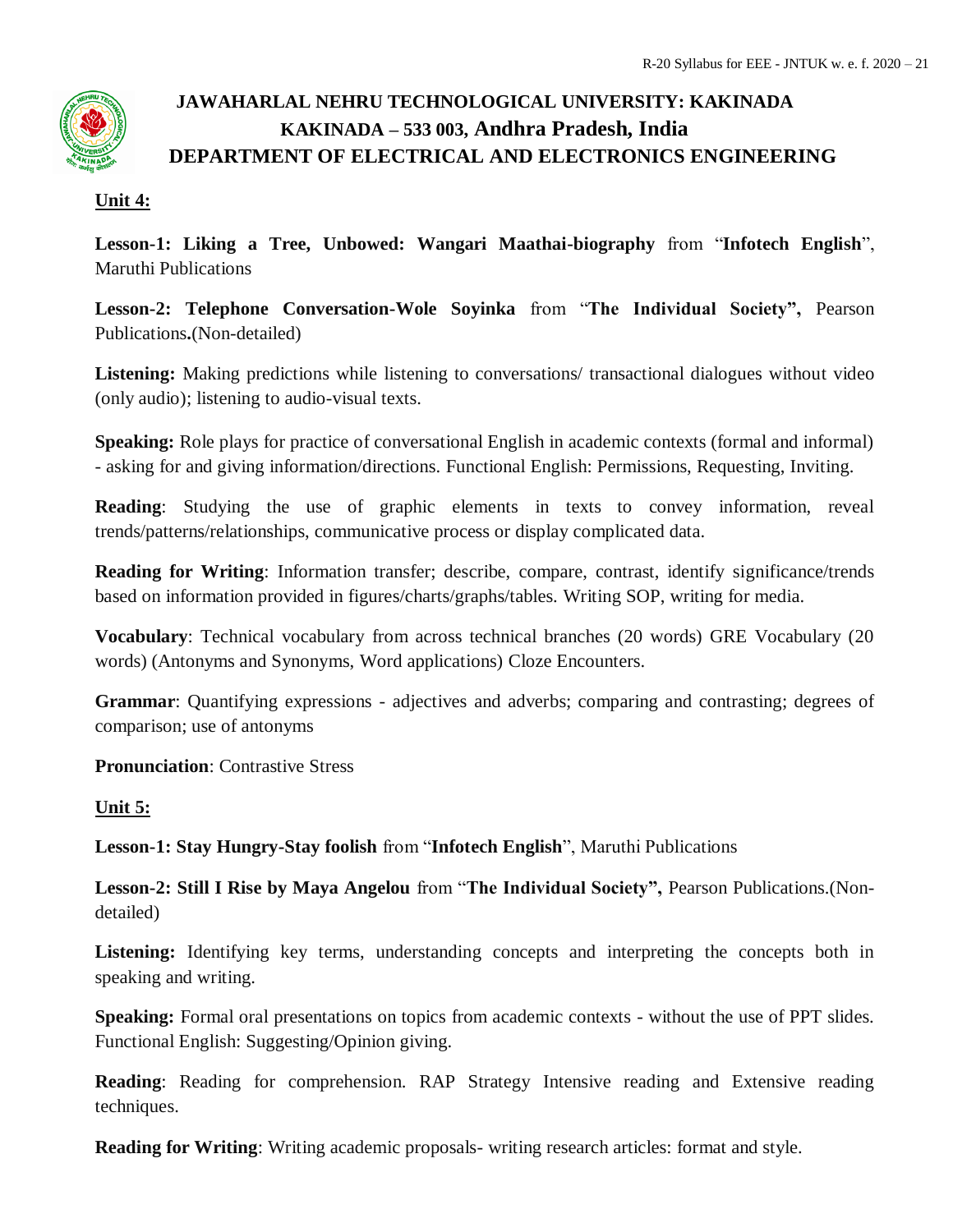**Unit 4:**

**Lesson-1: Liking a Tree, Unbowed: Wangari Maathai-biography** from "**Infotech English**", Maruthi Publications

**Lesson-2: Telephone Conversation-Wole Soyinka** from "**The Individual Society",** Pearson Publications**.**(Non-detailed)

**Listening:** Making predictions while listening to conversations/ transactional dialogues without video (only audio); listening to audio-visual texts.

**Speaking:** Role plays for practice of conversational English in academic contexts (formal and informal) - asking for and giving information/directions. Functional English: Permissions, Requesting, Inviting.

**Reading**: Studying the use of graphic elements in texts to convey information, reveal trends/patterns/relationships, communicative process or display complicated data.

**Reading for Writing**: Information transfer; describe, compare, contrast, identify significance/trends based on information provided in figures/charts/graphs/tables. Writing SOP, writing for media.

**Vocabulary**: Technical vocabulary from across technical branches (20 words) GRE Vocabulary (20 words) (Antonyms and Synonyms, Word applications) Cloze Encounters.

**Grammar**: Quantifying expressions - adjectives and adverbs; comparing and contrasting; degrees of comparison; use of antonyms

**Pronunciation**: Contrastive Stress

**Unit 5:**

**Lesson-1: Stay Hungry-Stay foolish** from "**Infotech English**", Maruthi Publications

**Lesson-2: Still I Rise by Maya Angelou** from "**The Individual Society",** Pearson Publications.(Non-detailed)

**Listening:** Identifying key terms, understanding concepts and interpreting the concepts both in speaking and writing.

**Speaking:** Formal oral presentations on topics from academic contexts - without the use of PPT slides. Functional English: Suggesting/Opinion giving.

**Reading**: Reading for comprehension. RAP Strategy Intensive reading and Extensive reading techniques.

**Reading for Writing**: Writing academic proposals- writing research articles: format and style.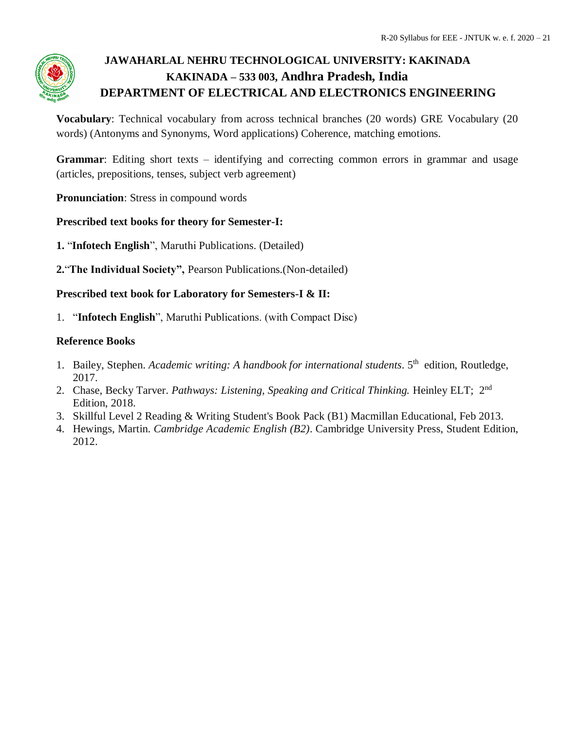**Vocabulary**: Technical vocabulary from across technical branches (20 words) GRE Vocabulary (20 words) (Antonyms and Synonyms, Word applications) Coherence, matching emotions.

**Grammar**: Editing short texts – identifying and correcting common errors in grammar and usage (articles, prepositions, tenses, subject verb agreement)

**Pronunciation**: Stress in compound words

**Prescribed text books for theory for Semester-I:**

**1.** "**Infotech English**", Maruthi Publications. (Detailed)

**2.**"**The Individual Society",** Pearson Publications.(Non-detailed)

**Prescribed text book for Laboratory for Semesters-I & II:**

1. "**Infotech English**", Maruthi Publications. (with Compact Disc)

**Reference Books**

1. Bailey, Stephen. *Academic writing: A handbook for international students*. 5th edition, Routledge, 2017.
2. Chase, Becky Tarver. *Pathways: Listening, Speaking and Critical Thinking.* Heinley ELT; 2nd Edition, 2018.
3. Skillful Level 2 Reading & Writing Student's Book Pack (B1) Macmillan Educational, Feb 2013.
4. Hewings, Martin. *Cambridge Academic English (B2)*. Cambridge University Press, Student Edition, 2012.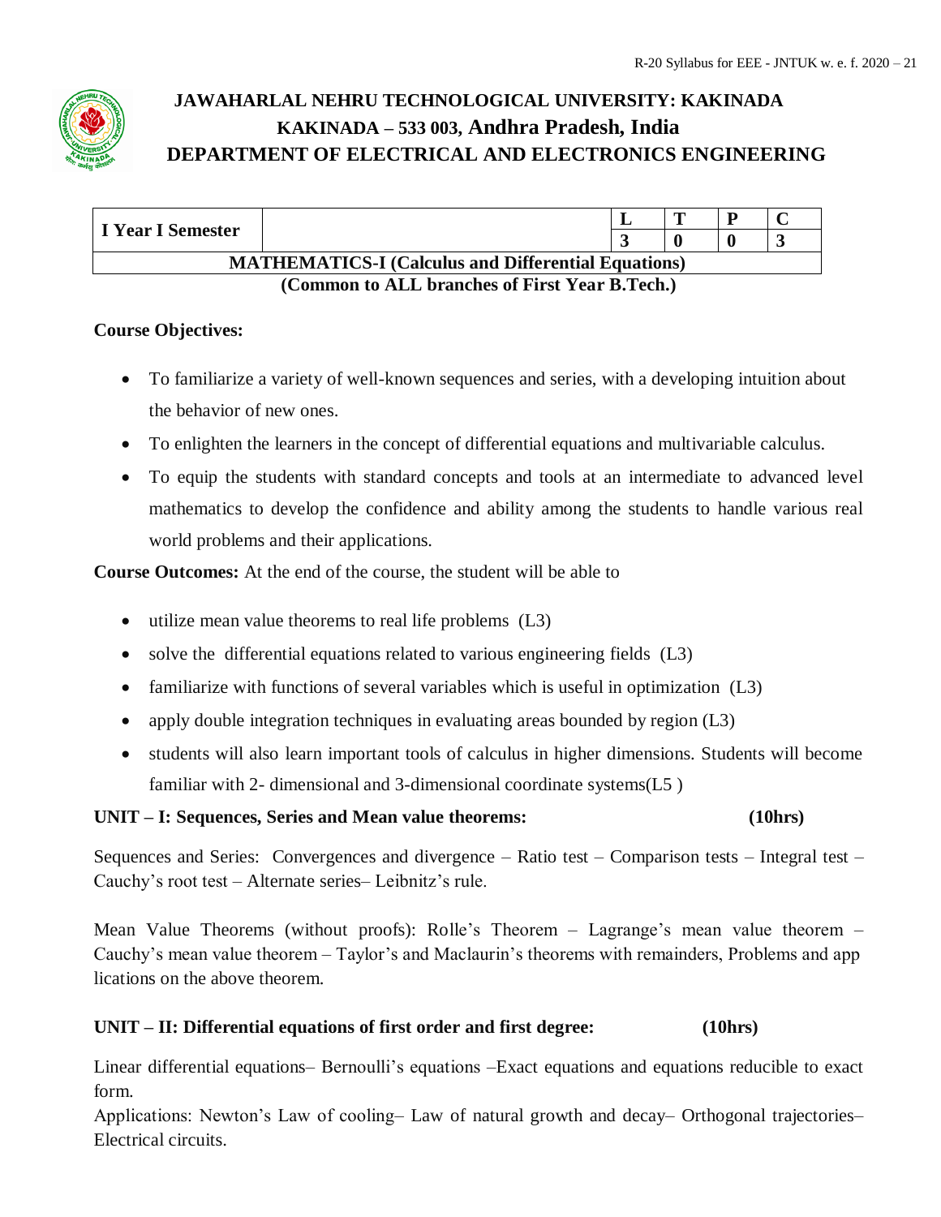# JAWAHARLAL NEHRU TECHNOLOGICAL UNIVERSITY: KAKINADA

## KAKINADA – 533 003, Andhra Pradesh, India

## DEPARTMENT OF ELECTRICAL AND ELECTRONICS ENGINEERING

| I Year I Semester | | L | T | P | C |
|---|---|---|---|---|---|
| | | 3 | 0 | 0 | 3 |
| **MATHEMATICS-I (Calculus and Differential Equations)** | | | | | |

**(Common to ALL branches of First Year B.Tech.)**

**Course Objectives:**

- To familiarize a variety of well-known sequences and series, with a developing intuition about the behavior of new ones.
- To enlighten the learners in the concept of differential equations and multivariable calculus.
- To equip the students with standard concepts and tools at an intermediate to advanced level mathematics to develop the confidence and ability among the students to handle various real world problems and their applications.

**Course Outcomes:** At the end of the course, the student will be able to

- utilize mean value theorems to real life problems (L3)
- solve the differential equations related to various engineering fields (L3)
- familiarize with functions of several variables which is useful in optimization (L3)
- apply double integration techniques in evaluating areas bounded by region (L3)
- students will also learn important tools of calculus in higher dimensions. Students will become familiar with 2- dimensional and 3-dimensional coordinate systems(L5 )

**UNIT – I: Sequences, Series and Mean value theorems: (10hrs)**

Sequences and Series: Convergences and divergence – Ratio test – Comparison tests – Integral test – Cauchy's root test – Alternate series– Leibnitz's rule.

Mean Value Theorems (without proofs): Rolle's Theorem – Lagrange's mean value theorem – Cauchy's mean value theorem – Taylor's and Maclaurin's theorems with remainders, Problems and applications on the above theorem.

**UNIT – II: Differential equations of first order and first degree: (10hrs)**

Linear differential equations– Bernoulli's equations –Exact equations and equations reducible to exact form.

Applications: Newton's Law of cooling– Law of natural growth and decay– Orthogonal trajectories– Electrical circuits.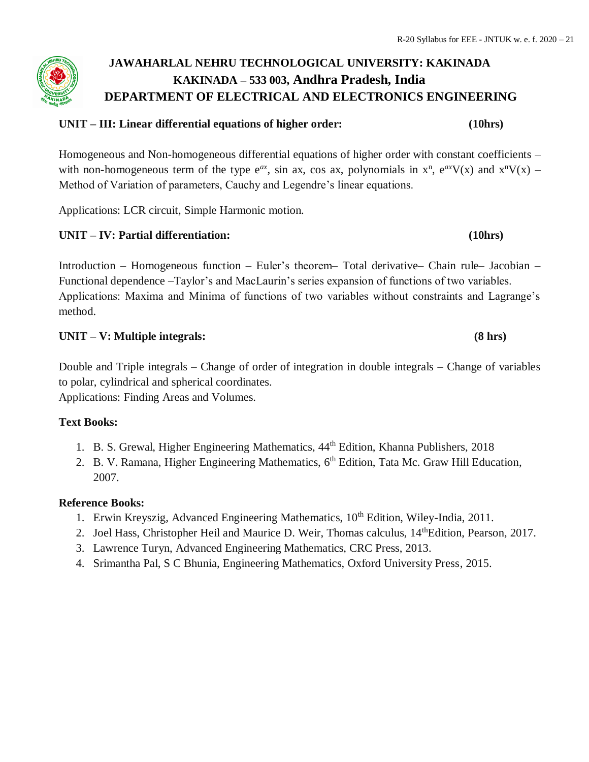**UNIT – III: Linear differential equations of higher order:** **(10hrs)**

Homogeneous and Non-homogeneous differential equations of higher order with constant coefficients – with non-homogeneous term of the type $e^{ax}$, sin ax, cos ax, polynomials in $x^n$, $e^{ax}V(x)$ and $x^nV(x)$ – Method of Variation of parameters, Cauchy and Legendre's linear equations.

Applications: LCR circuit, Simple Harmonic motion.

**UNIT – IV: Partial differentiation:** **(10hrs)**

Introduction – Homogeneous function – Euler's theorem– Total derivative– Chain rule– Jacobian – Functional dependence –Taylor's and MacLaurin's series expansion of functions of two variables.
Applications: Maxima and Minima of functions of two variables without constraints and Lagrange's method.

**UNIT – V: Multiple integrals:** **(8 hrs)**

Double and Triple integrals – Change of order of integration in double integrals – Change of variables to polar, cylindrical and spherical coordinates.
Applications: Finding Areas and Volumes.

**Text Books:**

1. B. S. Grewal, Higher Engineering Mathematics, 44th Edition, Khanna Publishers, 2018
2. B. V. Ramana, Higher Engineering Mathematics, 6th Edition, Tata Mc. Graw Hill Education, 2007.

**Reference Books:**

1. Erwin Kreyszig, Advanced Engineering Mathematics, 10th Edition, Wiley-India, 2011.
2. Joel Hass, Christopher Heil and Maurice D. Weir, Thomas calculus, 14thEdition, Pearson, 2017.
3. Lawrence Turyn, Advanced Engineering Mathematics, CRC Press, 2013.
4. Srimantha Pal, S C Bhunia, Engineering Mathematics, Oxford University Press, 2015.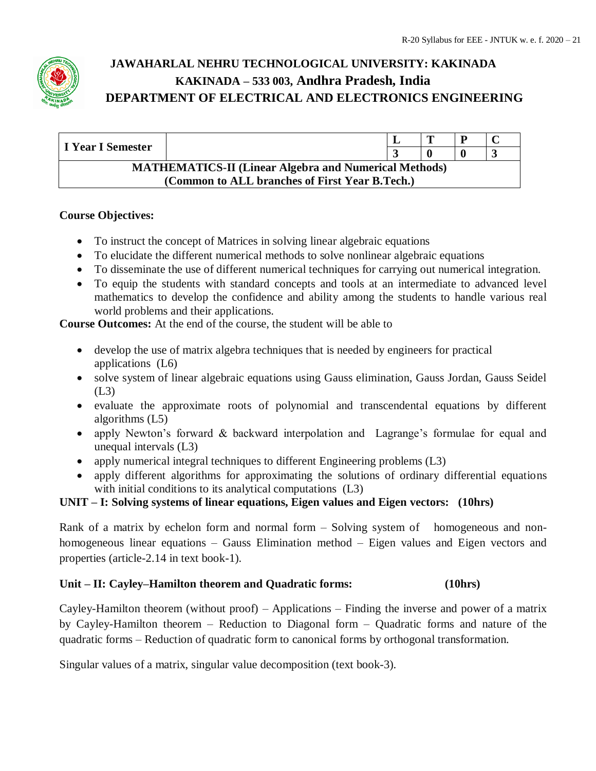# JAWAHARLAL NEHRU TECHNOLOGICAL UNIVERSITY: KAKINADA

## KAKINADA – 533 003, Andhra Pradesh, India

## DEPARTMENT OF ELECTRICAL AND ELECTRONICS ENGINEERING

| I Year I Semester | | L | T | P | C |
|---|---|---|---|---|---|
| | | 3 | 0 | 0 | 3 |
| **MATHEMATICS-II (Linear Algebra and Numerical Methods) (Common to ALL branches of First Year B.Tech.)** | | | | | |

**Course Objectives:**

- To instruct the concept of Matrices in solving linear algebraic equations
- To elucidate the different numerical methods to solve nonlinear algebraic equations
- To disseminate the use of different numerical techniques for carrying out numerical integration.
- To equip the students with standard concepts and tools at an intermediate to advanced level mathematics to develop the confidence and ability among the students to handle various real world problems and their applications.

**Course Outcomes:** At the end of the course, the student will be able to

- develop the use of matrix algebra techniques that is needed by engineers for practical applications (L6)
- solve system of linear algebraic equations using Gauss elimination, Gauss Jordan, Gauss Seidel (L3)
- evaluate the approximate roots of polynomial and transcendental equations by different algorithms (L5)
- apply Newton's forward & backward interpolation and Lagrange's formulae for equal and unequal intervals (L3)
- apply numerical integral techniques to different Engineering problems (L3)
- apply different algorithms for approximating the solutions of ordinary differential equations with initial conditions to its analytical computations (L3)

**UNIT – I: Solving systems of linear equations, Eigen values and Eigen vectors: (10hrs)**

Rank of a matrix by echelon form and normal form – Solving system of homogeneous and non-homogeneous linear equations – Gauss Elimination method – Eigen values and Eigen vectors and properties (article-2.14 in text book-1).

**Unit – II: Cayley–Hamilton theorem and Quadratic forms: (10hrs)**

Cayley-Hamilton theorem (without proof) – Applications – Finding the inverse and power of a matrix by Cayley-Hamilton theorem – Reduction to Diagonal form – Quadratic forms and nature of the quadratic forms – Reduction of quadratic form to canonical forms by orthogonal transformation.

Singular values of a matrix, singular value decomposition (text book-3).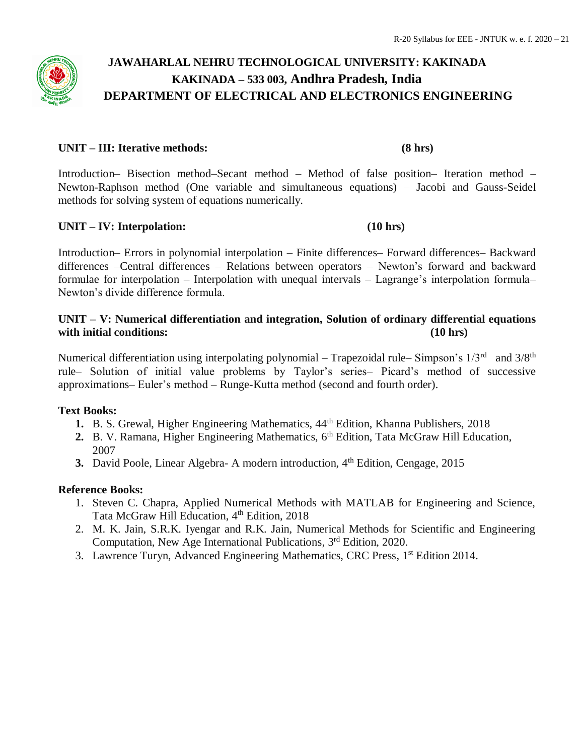# JAWAHARLAL NEHRU TECHNOLOGICAL UNIVERSITY: KAKINADA
## KAKINADA – 533 003, Andhra Pradesh, India
## DEPARTMENT OF ELECTRICAL AND ELECTRONICS ENGINEERING

**UNIT – III: Iterative methods: (8 hrs)**

Introduction– Bisection method–Secant method – Method of false position– Iteration method – Newton-Raphson method (One variable and simultaneous equations) – Jacobi and Gauss-Seidel methods for solving system of equations numerically.

**UNIT – IV: Interpolation: (10 hrs)**

Introduction– Errors in polynomial interpolation – Finite differences– Forward differences– Backward differences –Central differences – Relations between operators – Newton's forward and backward formulae for interpolation – Interpolation with unequal intervals – Lagrange's interpolation formula– Newton's divide difference formula.

**UNIT – V: Numerical differentiation and integration, Solution of ordinary differential equations with initial conditions: (10 hrs)**

Numerical differentiation using interpolating polynomial – Trapezoidal rule– Simpson's 1/3rd and 3/8th rule– Solution of initial value problems by Taylor's series– Picard's method of successive approximations– Euler's method – Runge-Kutta method (second and fourth order).

**Text Books:**

1. B. S. Grewal, Higher Engineering Mathematics, 44th Edition, Khanna Publishers, 2018
2. B. V. Ramana, Higher Engineering Mathematics, 6th Edition, Tata McGraw Hill Education, 2007
3. David Poole, Linear Algebra- A modern introduction, 4th Edition, Cengage, 2015

**Reference Books:**

1. Steven C. Chapra, Applied Numerical Methods with MATLAB for Engineering and Science, Tata McGraw Hill Education, 4th Edition, 2018
2. M. K. Jain, S.R.K. Iyengar and R.K. Jain, Numerical Methods for Scientific and Engineering Computation, New Age International Publications, 3rd Edition, 2020.
3. Lawrence Turyn, Advanced Engineering Mathematics, CRC Press, 1st Edition 2014.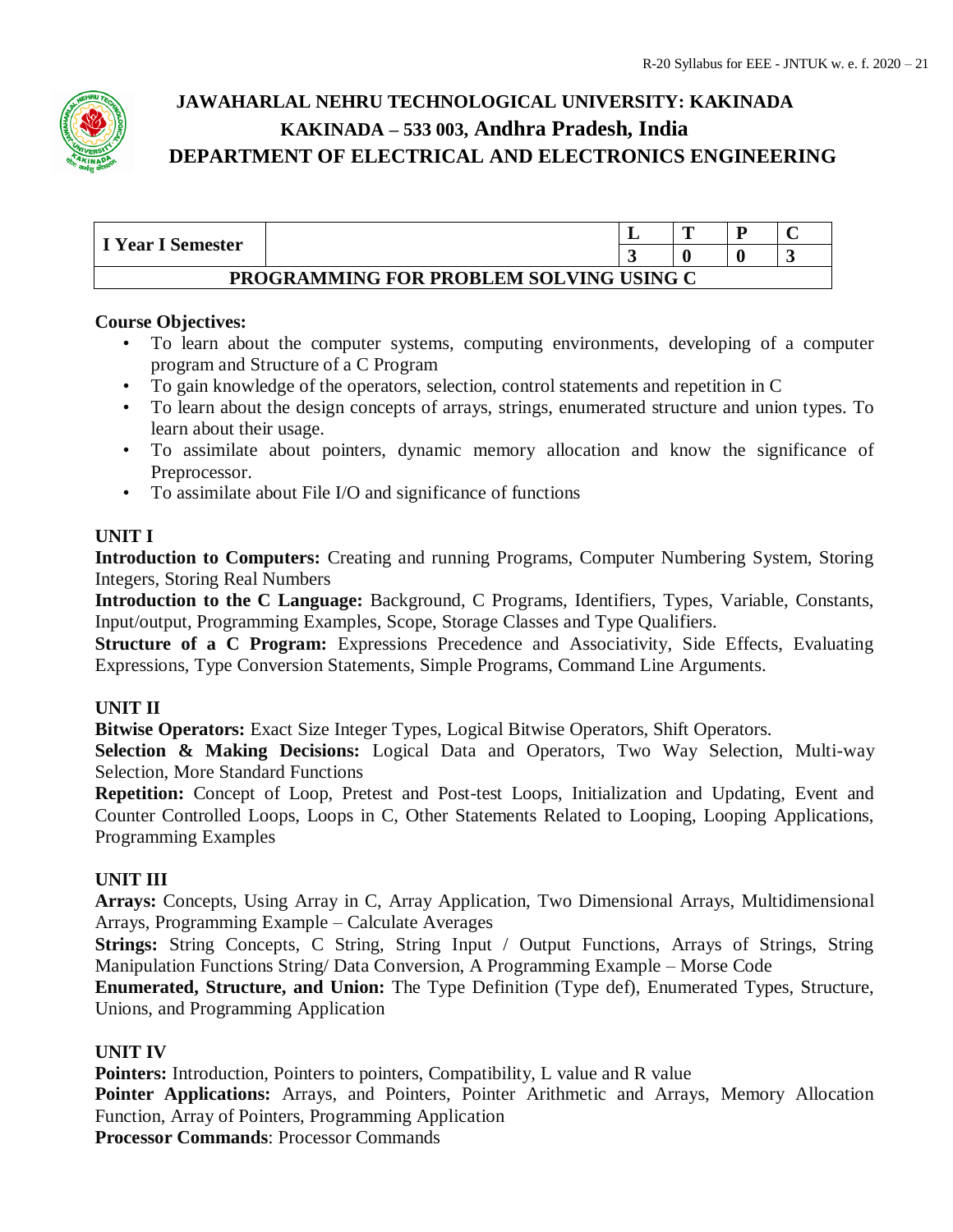# JAWAHARLAL NEHRU TECHNOLOGICAL UNIVERSITY: KAKINADA
## KAKINADA – 533 003, Andhra Pradesh, India
## DEPARTMENT OF ELECTRICAL AND ELECTRONICS ENGINEERING

| I Year I Semester | | L | T | P | C |
|---|---|---|---|---|---|
| | | 3 | 0 | 0 | 3 |
| **PROGRAMMING FOR PROBLEM SOLVING USING C** | | | | | |

**Course Objectives:**

- To learn about the computer systems, computing environments, developing of a computer program and Structure of a C Program
- To gain knowledge of the operators, selection, control statements and repetition in C
- To learn about the design concepts of arrays, strings, enumerated structure and union types. To learn about their usage.
- To assimilate about pointers, dynamic memory allocation and know the significance of Preprocessor.
- To assimilate about File I/O and significance of functions

**UNIT I**

**Introduction to Computers:** Creating and running Programs, Computer Numbering System, Storing Integers, Storing Real Numbers

**Introduction to the C Language:** Background, C Programs, Identifiers, Types, Variable, Constants, Input/output, Programming Examples, Scope, Storage Classes and Type Qualifiers.

**Structure of a C Program:** Expressions Precedence and Associativity, Side Effects, Evaluating Expressions, Type Conversion Statements, Simple Programs, Command Line Arguments.

**UNIT II**

**Bitwise Operators:** Exact Size Integer Types, Logical Bitwise Operators, Shift Operators.

**Selection & Making Decisions:** Logical Data and Operators, Two Way Selection, Multi-way Selection, More Standard Functions

**Repetition:** Concept of Loop, Pretest and Post-test Loops, Initialization and Updating, Event and Counter Controlled Loops, Loops in C, Other Statements Related to Looping, Looping Applications, Programming Examples

**UNIT III**

**Arrays:** Concepts, Using Array in C, Array Application, Two Dimensional Arrays, Multidimensional Arrays, Programming Example – Calculate Averages

**Strings:** String Concepts, C String, String Input / Output Functions, Arrays of Strings, String Manipulation Functions String/ Data Conversion, A Programming Example – Morse Code

**Enumerated, Structure, and Union:** The Type Definition (Type def), Enumerated Types, Structure, Unions, and Programming Application

**UNIT IV**

**Pointers:** Introduction, Pointers to pointers, Compatibility, L value and R value

**Pointer Applications:** Arrays, and Pointers, Pointer Arithmetic and Arrays, Memory Allocation Function, Array of Pointers, Programming Application

**Processor Commands**: Processor Commands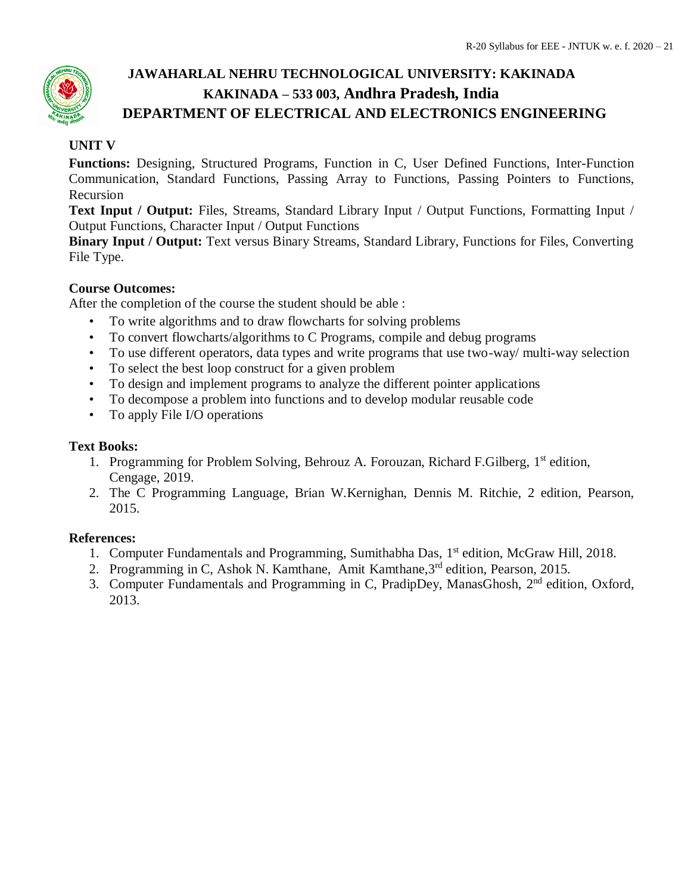**JAWAHARLAL NEHRU TECHNOLOGICAL UNIVERSITY: KAKINADA**
**KAKINADA – 533 003, Andhra Pradesh, India**
**DEPARTMENT OF ELECTRICAL AND ELECTRONICS ENGINEERING**

**UNIT V**

**Functions:** Designing, Structured Programs, Function in C, User Defined Functions, Inter-Function Communication, Standard Functions, Passing Array to Functions, Passing Pointers to Functions, Recursion

**Text Input / Output:** Files, Streams, Standard Library Input / Output Functions, Formatting Input / Output Functions, Character Input / Output Functions

**Binary Input / Output:** Text versus Binary Streams, Standard Library, Functions for Files, Converting File Type.

**Course Outcomes:**

After the completion of the course the student should be able :

- To write algorithms and to draw flowcharts for solving problems
- To convert flowcharts/algorithms to C Programs, compile and debug programs
- To use different operators, data types and write programs that use two-way/ multi-way selection
- To select the best loop construct for a given problem
- To design and implement programs to analyze the different pointer applications
- To decompose a problem into functions and to develop modular reusable code
- To apply File I/O operations

**Text Books:**

1. Programming for Problem Solving, Behrouz A. Forouzan, Richard F.Gilberg, 1st edition, Cengage, 2019.
2. The C Programming Language, Brian W.Kernighan, Dennis M. Ritchie, 2 edition, Pearson, 2015.

**References:**

1. Computer Fundamentals and Programming, Sumithabha Das, 1st edition, McGraw Hill, 2018.
2. Programming in C, Ashok N. Kamthane, Amit Kamthane, 3rd edition, Pearson, 2015.
3. Computer Fundamentals and Programming in C, PradipDey, ManasGhosh, 2nd edition, Oxford, 2013.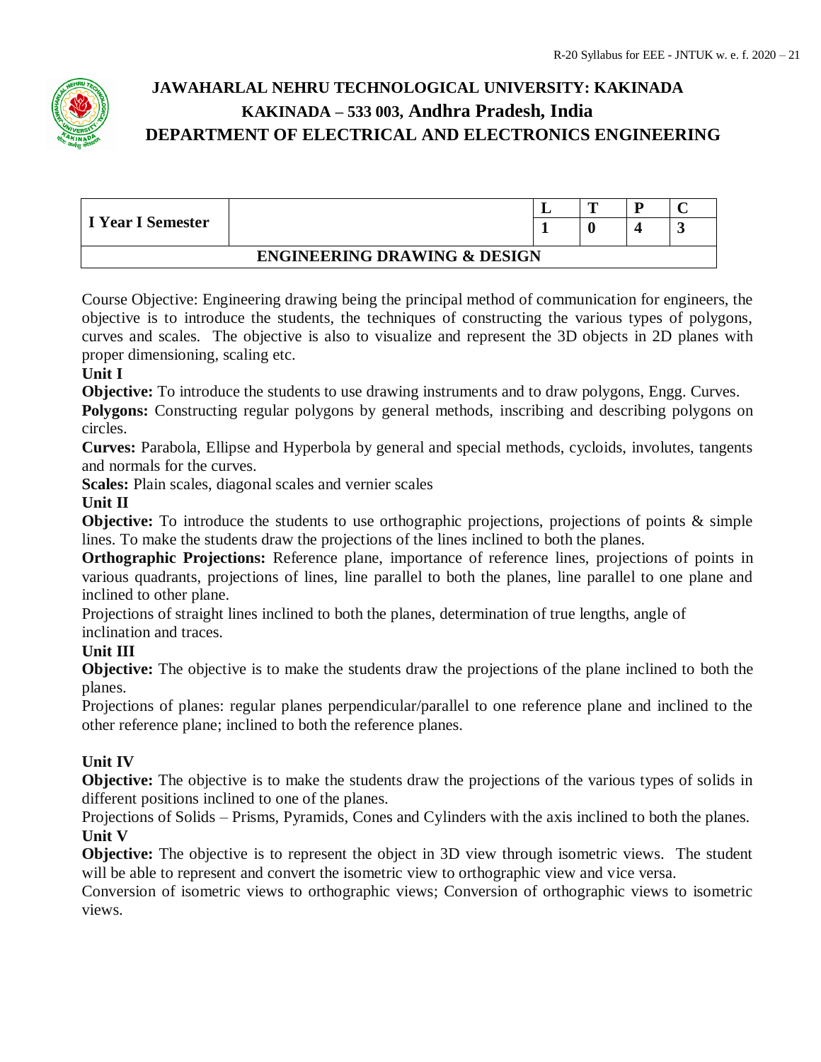**JAWAHARLAL NEHRU TECHNOLOGICAL UNIVERSITY: KAKINADA**
**KAKINADA – 533 003, Andhra Pradesh, India**
**DEPARTMENT OF ELECTRICAL AND ELECTRONICS ENGINEERING**

| I Year I Semester | | L | T | P | C |
|---|---|---|---|---|---|
| | | 1 | 0 | 4 | 3 |
| **ENGINEERING DRAWING & DESIGN** | | | | | |

Course Objective: Engineering drawing being the principal method of communication for engineers, the objective is to introduce the students, the techniques of constructing the various types of polygons, curves and scales. The objective is also to visualize and represent the 3D objects in 2D planes with proper dimensioning, scaling etc.

**Unit I**

**Objective:** To introduce the students to use drawing instruments and to draw polygons, Engg. Curves.

**Polygons:** Constructing regular polygons by general methods, inscribing and describing polygons on circles.

**Curves:** Parabola, Ellipse and Hyperbola by general and special methods, cycloids, involutes, tangents and normals for the curves.

**Scales:** Plain scales, diagonal scales and vernier scales

**Unit II**

**Objective:** To introduce the students to use orthographic projections, projections of points & simple lines. To make the students draw the projections of the lines inclined to both the planes.

**Orthographic Projections:** Reference plane, importance of reference lines, projections of points in various quadrants, projections of lines, line parallel to both the planes, line parallel to one plane and inclined to other plane.

Projections of straight lines inclined to both the planes, determination of true lengths, angle of inclination and traces.

**Unit III**

**Objective:** The objective is to make the students draw the projections of the plane inclined to both the planes.

Projections of planes: regular planes perpendicular/parallel to one reference plane and inclined to the other reference plane; inclined to both the reference planes.

**Unit IV**

**Objective:** The objective is to make the students draw the projections of the various types of solids in different positions inclined to one of the planes.

Projections of Solids – Prisms, Pyramids, Cones and Cylinders with the axis inclined to both the planes.

**Unit V**

**Objective:** The objective is to represent the object in 3D view through isometric views. The student will be able to represent and convert the isometric view to orthographic view and vice versa.

Conversion of isometric views to orthographic views; Conversion of orthographic views to isometric views.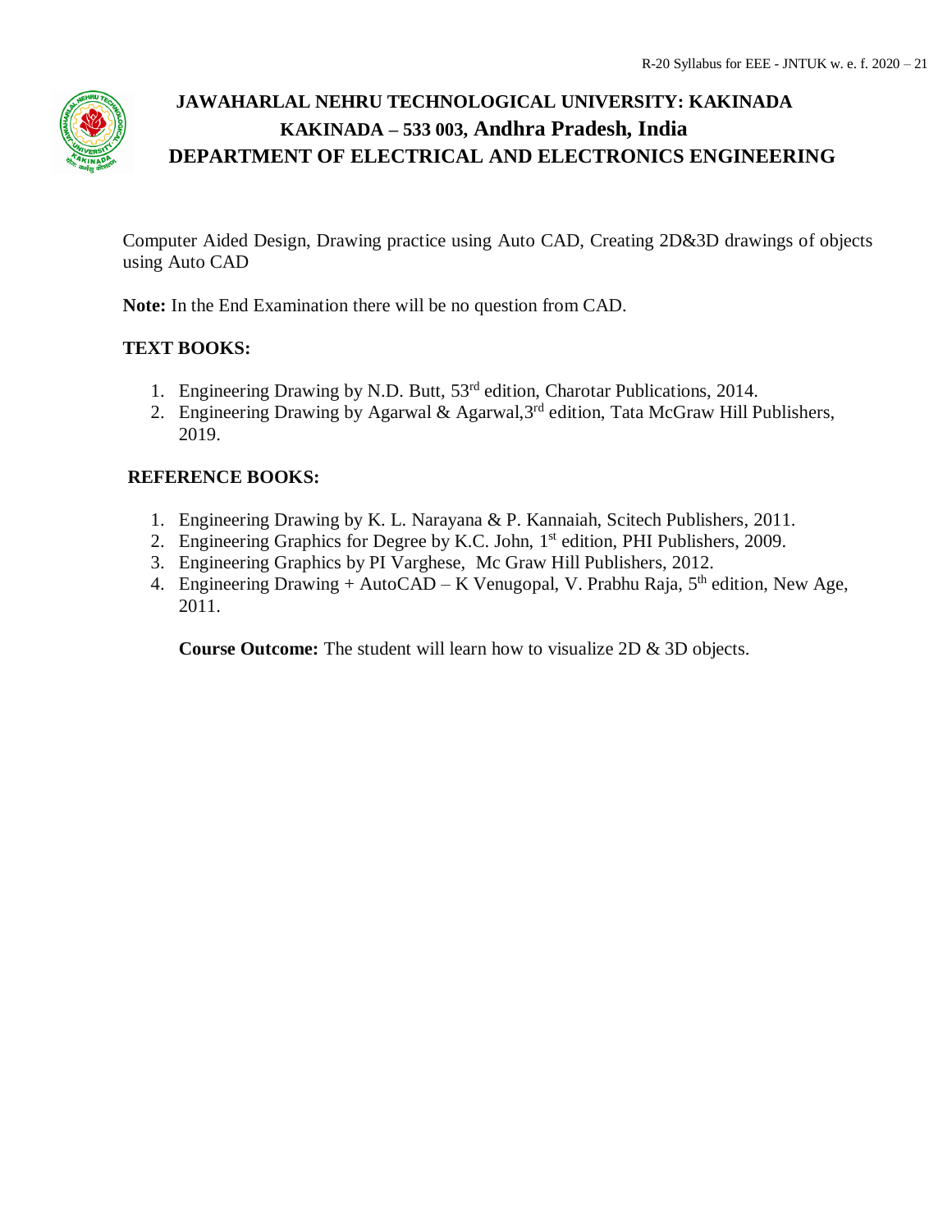Computer Aided Design, Drawing practice using Auto CAD, Creating 2D&3D drawings of objects using Auto CAD

**Note:** In the End Examination there will be no question from CAD.

**TEXT BOOKS:**

1. Engineering Drawing by N.D. Butt, 53rd edition, Charotar Publications, 2014.
2. Engineering Drawing by Agarwal & Agarwal,3rd edition, Tata McGraw Hill Publishers, 2019.

**REFERENCE BOOKS:**

1. Engineering Drawing by K. L. Narayana & P. Kannaiah, Scitech Publishers, 2011.
2. Engineering Graphics for Degree by K.C. John, 1st edition, PHI Publishers, 2009.
3. Engineering Graphics by PI Varghese, Mc Graw Hill Publishers, 2012.
4. Engineering Drawing + AutoCAD – K Venugopal, V. Prabhu Raja, 5th edition, New Age, 2011.

**Course Outcome:** The student will learn how to visualize 2D & 3D objects.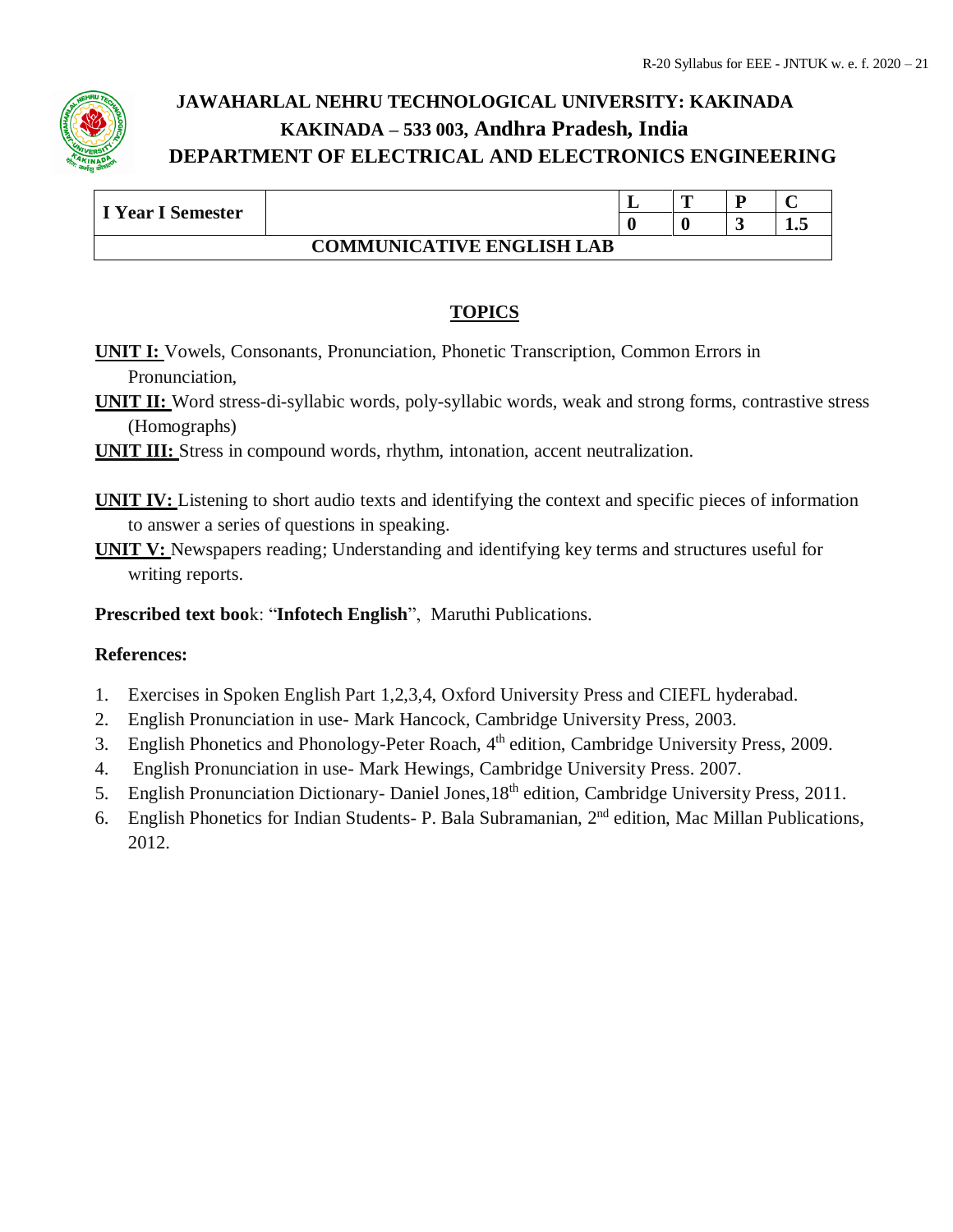# JAWAHARLAL NEHRU TECHNOLOGICAL UNIVERSITY: KAKINADA
## KAKINADA – 533 003, Andhra Pradesh, India
## DEPARTMENT OF ELECTRICAL AND ELECTRONICS ENGINEERING

| I Year I Semester | | L | T | P | C |
|---|---|---|---|---|---|
| | | 0 | 0 | 3 | 1.5 |
| **COMMUNICATIVE ENGLISH LAB** | | | | | |

### TOPICS

**UNIT I:** Vowels, Consonants, Pronunciation, Phonetic Transcription, Common Errors in Pronunciation,

**UNIT II:** Word stress-di-syllabic words, poly-syllabic words, weak and strong forms, contrastive stress (Homographs)

**UNIT III:** Stress in compound words, rhythm, intonation, accent neutralization.

**UNIT IV:** Listening to short audio texts and identifying the context and specific pieces of information to answer a series of questions in speaking.

**UNIT V:** Newspapers reading; Understanding and identifying key terms and structures useful for writing reports.

**Prescribed text boo**k: "**Infotech English**", Maruthi Publications.

**References:**

1. Exercises in Spoken English Part 1,2,3,4, Oxford University Press and CIEFL hyderabad.
2. English Pronunciation in use- Mark Hancock, Cambridge University Press, 2003.
3. English Phonetics and Phonology-Peter Roach, 4th edition, Cambridge University Press, 2009.
4. English Pronunciation in use- Mark Hewings, Cambridge University Press. 2007.
5. English Pronunciation Dictionary- Daniel Jones,18th edition, Cambridge University Press, 2011.
6. English Phonetics for Indian Students- P. Bala Subramanian, 2nd edition, Mac Millan Publications, 2012.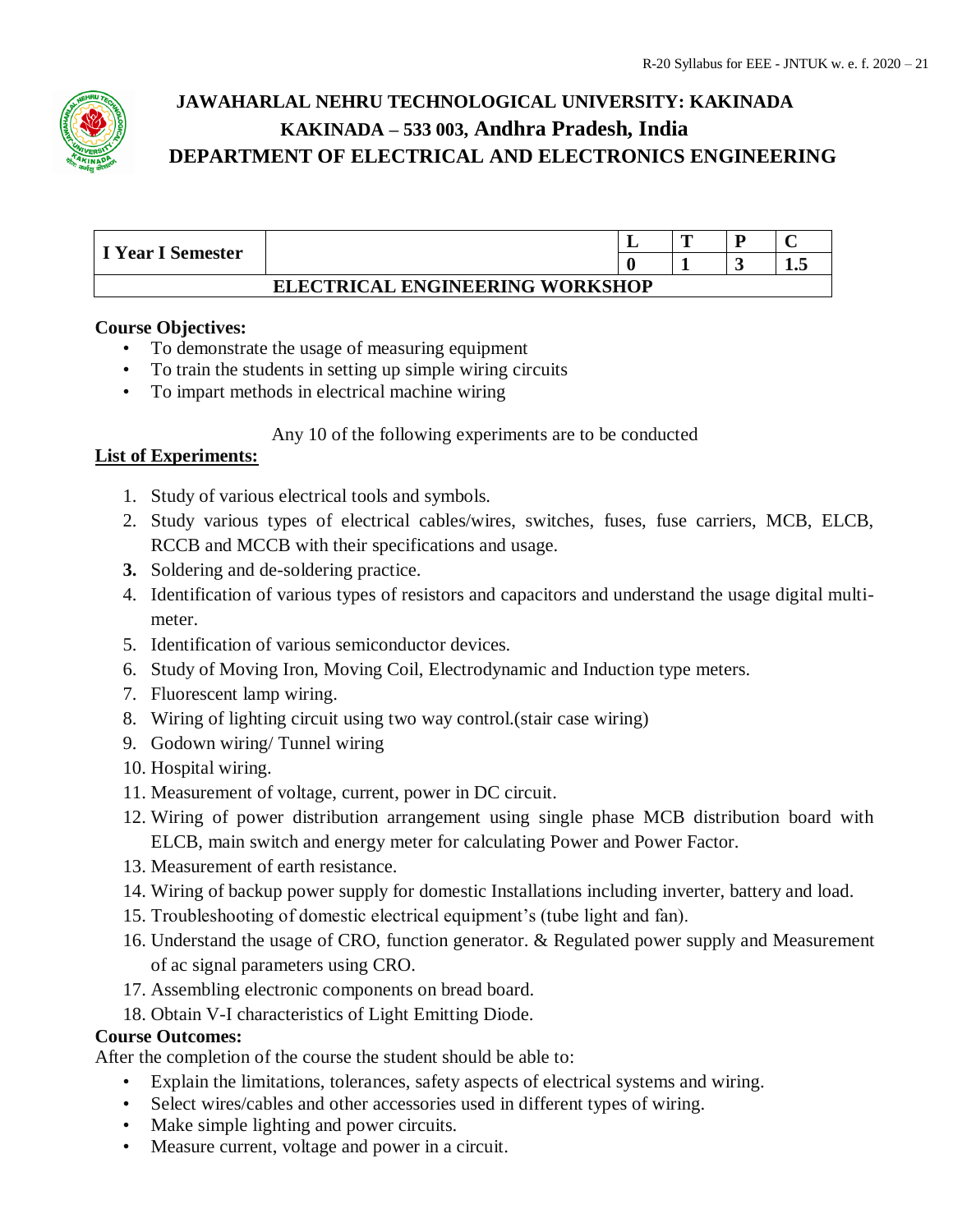# JAWAHARLAL NEHRU TECHNOLOGICAL UNIVERSITY: KAKINADA
## KAKINADA – 533 003, Andhra Pradesh, India
## DEPARTMENT OF ELECTRICAL AND ELECTRONICS ENGINEERING

| I Year I Semester | | L | T | P | C |
|---|---|---|---|---|---|
| | | 0 | 1 | 3 | 1.5 |
| ELECTRICAL ENGINEERING WORKSHOP | | | | | |

**Course Objectives:**

- To demonstrate the usage of measuring equipment
- To train the students in setting up simple wiring circuits
- To impart methods in electrical machine wiring

Any 10 of the following experiments are to be conducted

**List of Experiments:**

1. Study of various electrical tools and symbols.
2. Study various types of electrical cables/wires, switches, fuses, fuse carriers, MCB, ELCB, RCCB and MCCB with their specifications and usage.
3. Soldering and de-soldering practice.
4. Identification of various types of resistors and capacitors and understand the usage digital multi-meter.
5. Identification of various semiconductor devices.
6. Study of Moving Iron, Moving Coil, Electrodynamic and Induction type meters.
7. Fluorescent lamp wiring.
8. Wiring of lighting circuit using two way control.(stair case wiring)
9. Godown wiring/ Tunnel wiring
10. Hospital wiring.
11. Measurement of voltage, current, power in DC circuit.
12. Wiring of power distribution arrangement using single phase MCB distribution board with ELCB, main switch and energy meter for calculating Power and Power Factor.
13. Measurement of earth resistance.
14. Wiring of backup power supply for domestic Installations including inverter, battery and load.
15. Troubleshooting of domestic electrical equipment's (tube light and fan).
16. Understand the usage of CRO, function generator. & Regulated power supply and Measurement of ac signal parameters using CRO.
17. Assembling electronic components on bread board.
18. Obtain V-I characteristics of Light Emitting Diode.

**Course Outcomes:**

After the completion of the course the student should be able to:

- Explain the limitations, tolerances, safety aspects of electrical systems and wiring.
- Select wires/cables and other accessories used in different types of wiring.
- Make simple lighting and power circuits.
- Measure current, voltage and power in a circuit.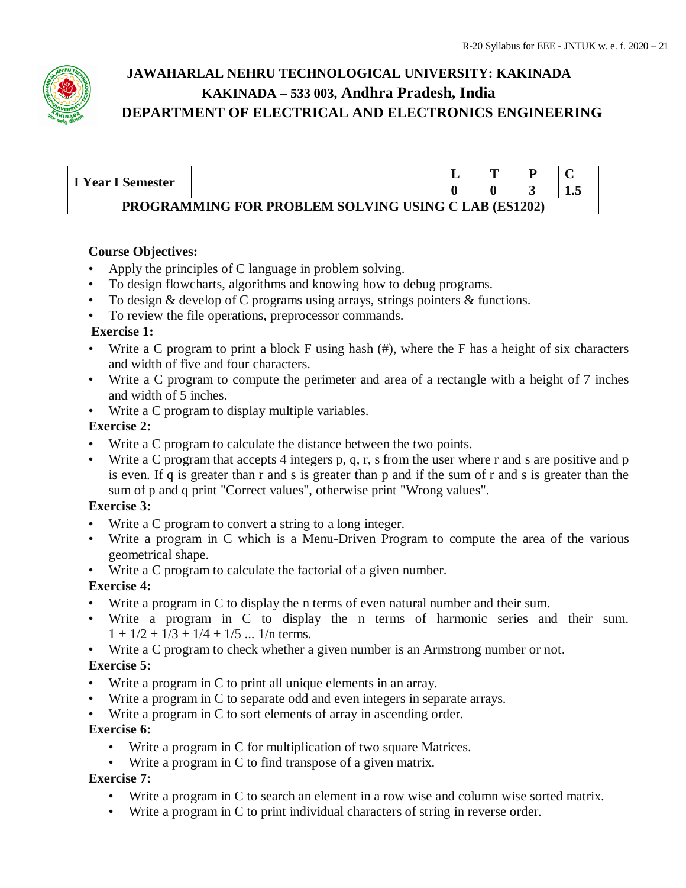# JAWAHARLAL NEHRU TECHNOLOGICAL UNIVERSITY: KAKINADA
## KAKINADA – 533 003, Andhra Pradesh, India
## DEPARTMENT OF ELECTRICAL AND ELECTRONICS ENGINEERING

| I Year I Semester | | L | T | P | C |
|---|---|---|---|---|---|
| | | 0 | 0 | 3 | 1.5 |
| **PROGRAMMING FOR PROBLEM SOLVING USING C LAB (ES1202)** | | | | | |

**Course Objectives:**

- Apply the principles of C language in problem solving.
- To design flowcharts, algorithms and knowing how to debug programs.
- To design & develop of C programs using arrays, strings pointers & functions.
- To review the file operations, preprocessor commands.

**Exercise 1:**

- Write a C program to print a block F using hash (#), where the F has a height of six characters and width of five and four characters.
- Write a C program to compute the perimeter and area of a rectangle with a height of 7 inches and width of 5 inches.
- Write a C program to display multiple variables.

**Exercise 2:**

- Write a C program to calculate the distance between the two points.
- Write a C program that accepts 4 integers p, q, r, s from the user where r and s are positive and p is even. If q is greater than r and s is greater than p and if the sum of r and s is greater than the sum of p and q print "Correct values", otherwise print "Wrong values".

**Exercise 3:**

- Write a C program to convert a string to a long integer.
- Write a program in C which is a Menu-Driven Program to compute the area of the various geometrical shape.
- Write a C program to calculate the factorial of a given number.

**Exercise 4:**

- Write a program in C to display the n terms of even natural number and their sum.
- Write a program in C to display the n terms of harmonic series and their sum. $1 + 1/2 + 1/3 + 1/4 + 1/5 \ldots 1/n$ terms.
- Write a C program to check whether a given number is an Armstrong number or not.

**Exercise 5:**

- Write a program in C to print all unique elements in an array.
- Write a program in C to separate odd and even integers in separate arrays.
- Write a program in C to sort elements of array in ascending order.

**Exercise 6:**

- Write a program in C for multiplication of two square Matrices.
- Write a program in C to find transpose of a given matrix.

**Exercise 7:**

- Write a program in C to search an element in a row wise and column wise sorted matrix.
- Write a program in C to print individual characters of string in reverse order.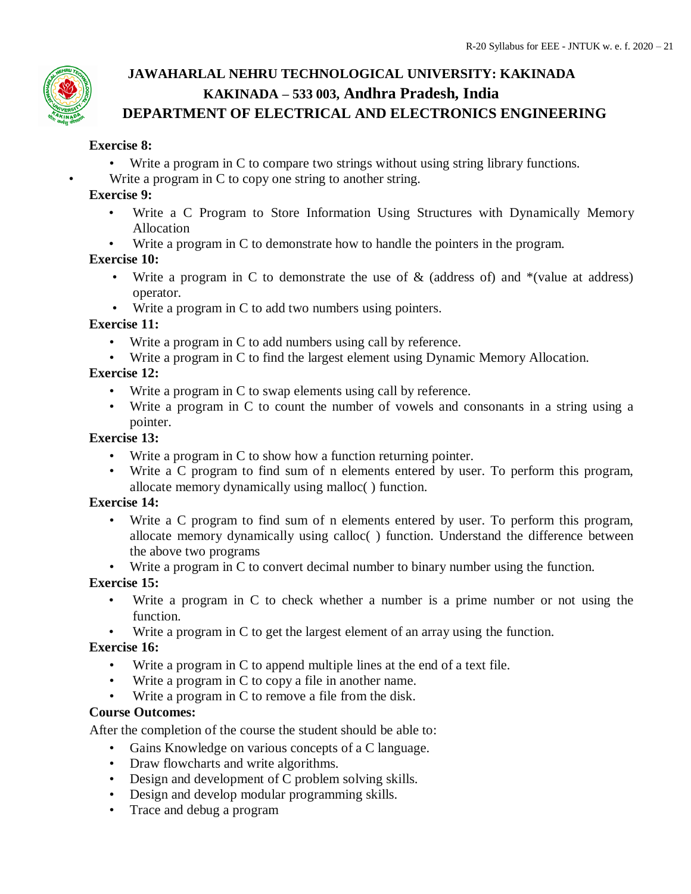**Exercise 8:**

- Write a program in C to compare two strings without using string library functions.
- Write a program in C to copy one string to another string.

**Exercise 9:**

- Write a C Program to Store Information Using Structures with Dynamically Memory Allocation
- Write a program in C to demonstrate how to handle the pointers in the program.

**Exercise 10:**

- Write a program in C to demonstrate the use of & (address of) and *(value at address) operator.
- Write a program in C to add two numbers using pointers.

**Exercise 11:**

- Write a program in C to add numbers using call by reference.
- Write a program in C to find the largest element using Dynamic Memory Allocation.

**Exercise 12:**

- Write a program in C to swap elements using call by reference.
- Write a program in C to count the number of vowels and consonants in a string using a pointer.

**Exercise 13:**

- Write a program in C to show how a function returning pointer.
- Write a C program to find sum of n elements entered by user. To perform this program, allocate memory dynamically using malloc( ) function.

**Exercise 14:**

- Write a C program to find sum of n elements entered by user. To perform this program, allocate memory dynamically using calloc( ) function. Understand the difference between the above two programs
- Write a program in C to convert decimal number to binary number using the function.

**Exercise 15:**

- Write a program in C to check whether a number is a prime number or not using the function.
- Write a program in C to get the largest element of an array using the function.

**Exercise 16:**

- Write a program in C to append multiple lines at the end of a text file.
- Write a program in C to copy a file in another name.
- Write a program in C to remove a file from the disk.

**Course Outcomes:**

After the completion of the course the student should be able to:

- Gains Knowledge on various concepts of a C language.
- Draw flowcharts and write algorithms.
- Design and development of C problem solving skills.
- Design and develop modular programming skills.
- Trace and debug a program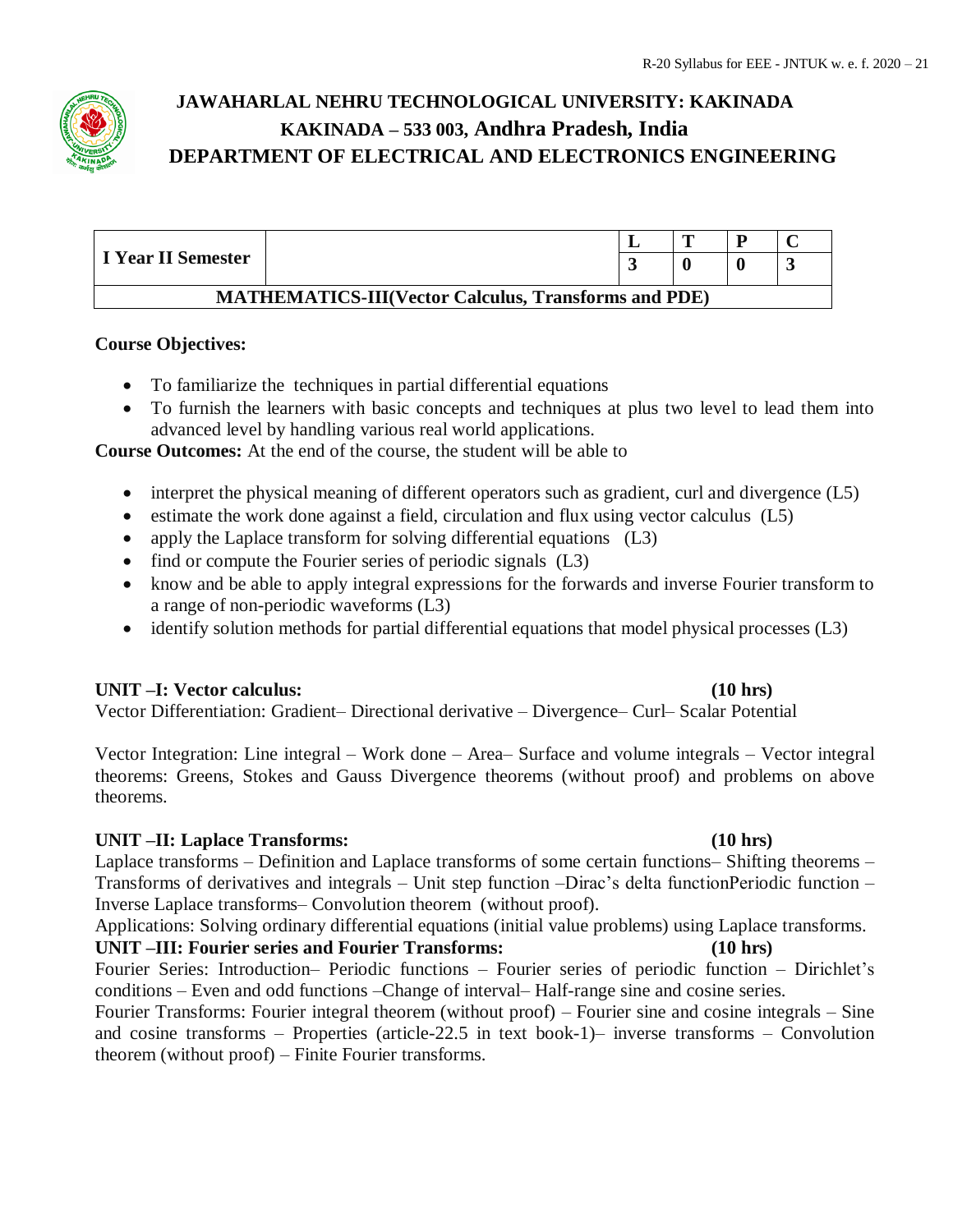# JAWAHARLAL NEHRU TECHNOLOGICAL UNIVERSITY: KAKINADA

## KAKINADA – 533 003, Andhra Pradesh, India

## DEPARTMENT OF ELECTRICAL AND ELECTRONICS ENGINEERING

| I Year II Semester | | L | T | P | C |
|---|---|---|---|---|---|
| | | 3 | 0 | 0 | 3 |
| **MATHEMATICS-III(Vector Calculus, Transforms and PDE)** | | | | | |

**Course Objectives:**

- To familiarize the techniques in partial differential equations
- To furnish the learners with basic concepts and techniques at plus two level to lead them into advanced level by handling various real world applications.

**Course Outcomes:** At the end of the course, the student will be able to

- interpret the physical meaning of different operators such as gradient, curl and divergence (L5)
- estimate the work done against a field, circulation and flux using vector calculus (L5)
- apply the Laplace transform for solving differential equations (L3)
- find or compute the Fourier series of periodic signals (L3)
- know and be able to apply integral expressions for the forwards and inverse Fourier transform to a range of non-periodic waveforms (L3)
- identify solution methods for partial differential equations that model physical processes (L3)

**UNIT –I: Vector calculus: (10 hrs)**

Vector Differentiation: Gradient– Directional derivative – Divergence– Curl– Scalar Potential

Vector Integration: Line integral – Work done – Area– Surface and volume integrals – Vector integral theorems: Greens, Stokes and Gauss Divergence theorems (without proof) and problems on above theorems.

**UNIT –II: Laplace Transforms: (10 hrs)**

Laplace transforms – Definition and Laplace transforms of some certain functions– Shifting theorems – Transforms of derivatives and integrals – Unit step function –Dirac's delta functionPeriodic function – Inverse Laplace transforms– Convolution theorem (without proof).

Applications: Solving ordinary differential equations (initial value problems) using Laplace transforms.

**UNIT –III: Fourier series and Fourier Transforms: (10 hrs)**

Fourier Series: Introduction– Periodic functions – Fourier series of periodic function – Dirichlet's conditions – Even and odd functions –Change of interval– Half-range sine and cosine series.

Fourier Transforms: Fourier integral theorem (without proof) – Fourier sine and cosine integrals – Sine and cosine transforms – Properties (article-22.5 in text book-1)– inverse transforms – Convolution theorem (without proof) – Finite Fourier transforms.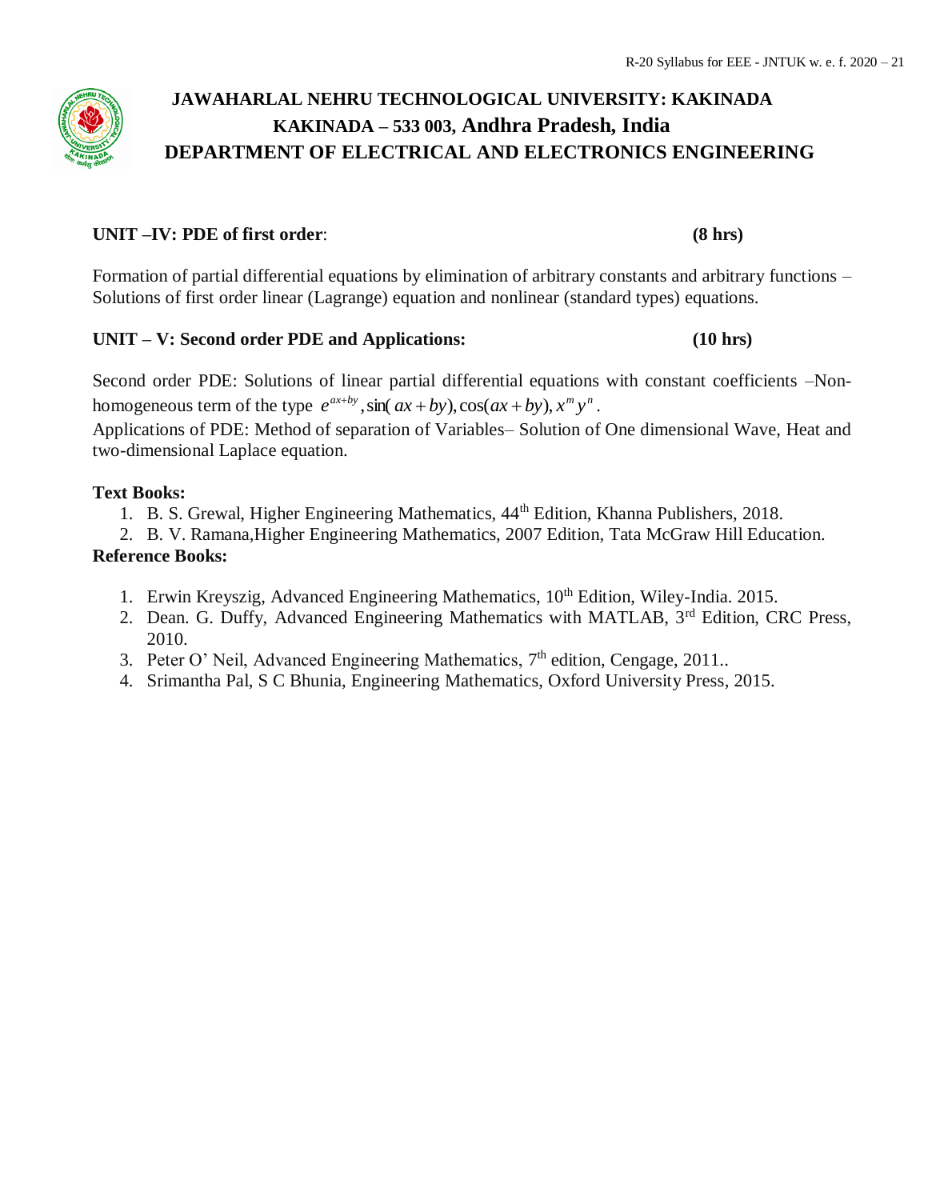**UNIT –IV: PDE of first order**: **(8 hrs)**

Formation of partial differential equations by elimination of arbitrary constants and arbitrary functions – Solutions of first order linear (Lagrange) equation and nonlinear (standard types) equations.

**UNIT – V: Second order PDE and Applications:** **(10 hrs)**

Second order PDE: Solutions of linear partial differential equations with constant coefficients –Non-homogeneous term of the type $e^{ax+by}, \sin(ax+by), \cos(ax+by), x^m y^n$.

Applications of PDE: Method of separation of Variables– Solution of One dimensional Wave, Heat and two-dimensional Laplace equation.

**Text Books:**

1. B. S. Grewal, Higher Engineering Mathematics, 44th Edition, Khanna Publishers, 2018.
2. B. V. Ramana,Higher Engineering Mathematics, 2007 Edition, Tata McGraw Hill Education.

**Reference Books:**

1. Erwin Kreyszig, Advanced Engineering Mathematics, 10th Edition, Wiley-India. 2015.
2. Dean. G. Duffy, Advanced Engineering Mathematics with MATLAB, 3rd Edition, CRC Press, 2010.
3. Peter O' Neil, Advanced Engineering Mathematics, 7th edition, Cengage, 2011..
4. Srimantha Pal, S C Bhunia, Engineering Mathematics, Oxford University Press, 2015.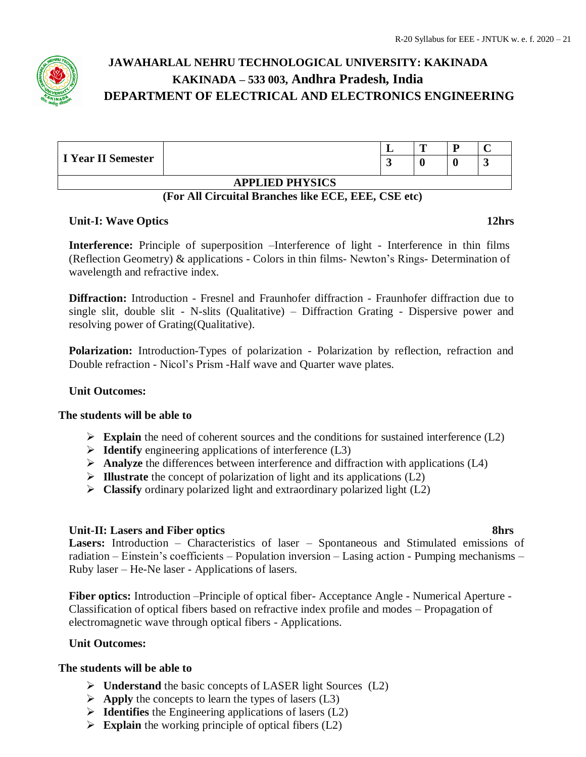# JAWAHARLAL NEHRU TECHNOLOGICAL UNIVERSITY: KAKINADA
## KAKINADA – 533 003, Andhra Pradesh, India
## DEPARTMENT OF ELECTRICAL AND ELECTRONICS ENGINEERING

| I Year II Semester | | L | T | P | C |
|---|---|---|---|---|---|
| | | 3 | 0 | 0 | 3 |
| APPLIED PHYSICS | | | | | |

**(For All Circuital Branches like ECE, EEE, CSE etc)**

### Unit-I: Wave Optics — 12hrs

**Interference:** Principle of superposition –Interference of light - Interference in thin films (Reflection Geometry) & applications - Colors in thin films- Newton's Rings- Determination of wavelength and refractive index.

**Diffraction:** Introduction - Fresnel and Fraunhofer diffraction - Fraunhofer diffraction due to single slit, double slit - N-slits (Qualitative) – Diffraction Grating - Dispersive power and resolving power of Grating(Qualitative).

**Polarization:** Introduction-Types of polarization - Polarization by reflection, refraction and Double refraction - Nicol's Prism -Half wave and Quarter wave plates.

**Unit Outcomes:**

**The students will be able to**

- **Explain** the need of coherent sources and the conditions for sustained interference (L2)
- **Identify** engineering applications of interference (L3)
- **Analyze** the differences between interference and diffraction with applications (L4)
- **Illustrate** the concept of polarization of light and its applications (L2)
- **Classify** ordinary polarized light and extraordinary polarized light (L2)

### Unit-II: Lasers and Fiber optics — 8hrs

**Lasers:** Introduction – Characteristics of laser – Spontaneous and Stimulated emissions of radiation – Einstein's coefficients – Population inversion – Lasing action - Pumping mechanisms – Ruby laser – He-Ne laser - Applications of lasers.

**Fiber optics:** Introduction –Principle of optical fiber- Acceptance Angle - Numerical Aperture - Classification of optical fibers based on refractive index profile and modes – Propagation of electromagnetic wave through optical fibers - Applications.

**Unit Outcomes:**

**The students will be able to**

- **Understand** the basic concepts of LASER light Sources (L2)
- **Apply** the concepts to learn the types of lasers (L3)
- **Identifies** the Engineering applications of lasers (L2)
- **Explain** the working principle of optical fibers (L2)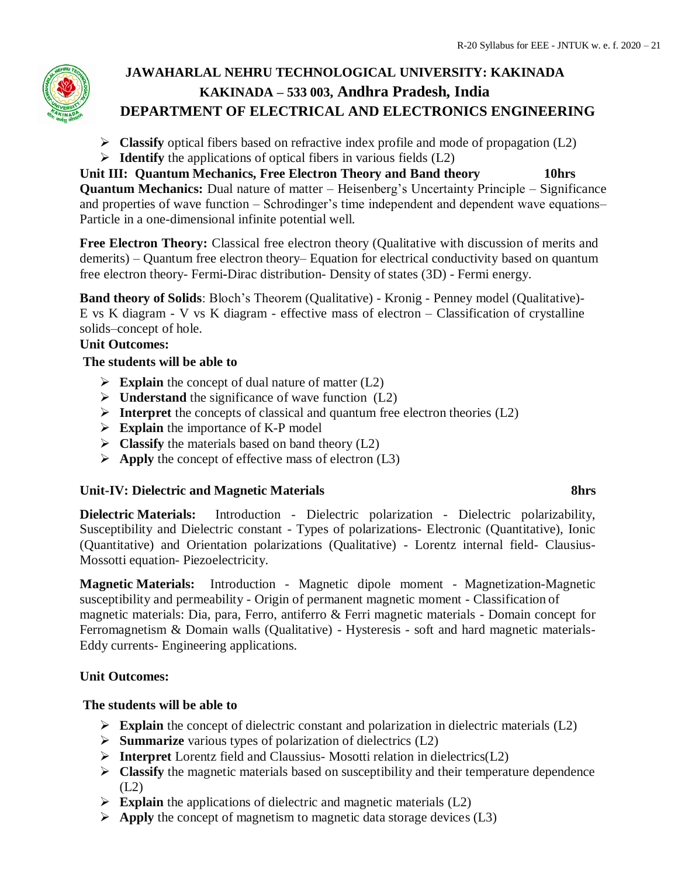- **Classify** optical fibers based on refractive index profile and mode of propagation (L2)
- **Identify** the applications of optical fibers in various fields (L2)

**Unit III: Quantum Mechanics, Free Electron Theory and Band theory 10hrs**

**Quantum Mechanics:** Dual nature of matter – Heisenberg's Uncertainty Principle – Significance and properties of wave function – Schrodinger's time independent and dependent wave equations– Particle in a one-dimensional infinite potential well.

**Free Electron Theory:** Classical free electron theory (Qualitative with discussion of merits and demerits) – Quantum free electron theory– Equation for electrical conductivity based on quantum free electron theory- Fermi-Dirac distribution- Density of states (3D) - Fermi energy.

**Band theory of Solids**: Bloch's Theorem (Qualitative) - Kronig - Penney model (Qualitative)- E vs K diagram - V vs K diagram - effective mass of electron – Classification of crystalline solids–concept of hole.

**Unit Outcomes:**

**The students will be able to**

- **Explain** the concept of dual nature of matter (L2)
- **Understand** the significance of wave function (L2)
- **Interpret** the concepts of classical and quantum free electron theories (L2)
- **Explain** the importance of K-P model
- **Classify** the materials based on band theory (L2)
- **Apply** the concept of effective mass of electron (L3)

**Unit-IV: Dielectric and Magnetic Materials 8hrs**

**Dielectric Materials:** Introduction - Dielectric polarization - Dielectric polarizability, Susceptibility and Dielectric constant - Types of polarizations- Electronic (Quantitative), Ionic (Quantitative) and Orientation polarizations (Qualitative) - Lorentz internal field- Clausius-Mossotti equation- Piezoelectricity.

**Magnetic Materials:** Introduction - Magnetic dipole moment - Magnetization-Magnetic susceptibility and permeability - Origin of permanent magnetic moment - Classification of magnetic materials: Dia, para, Ferro, antiferro & Ferri magnetic materials - Domain concept for Ferromagnetism & Domain walls (Qualitative) - Hysteresis - soft and hard magnetic materials- Eddy currents- Engineering applications.

**Unit Outcomes:**

**The students will be able to**

- **Explain** the concept of dielectric constant and polarization in dielectric materials (L2)
- **Summarize** various types of polarization of dielectrics (L2)
- **Interpret** Lorentz field and Claussius- Mosotti relation in dielectrics(L2)
- **Classify** the magnetic materials based on susceptibility and their temperature dependence (L2)
- **Explain** the applications of dielectric and magnetic materials (L2)
- **Apply** the concept of magnetism to magnetic data storage devices (L3)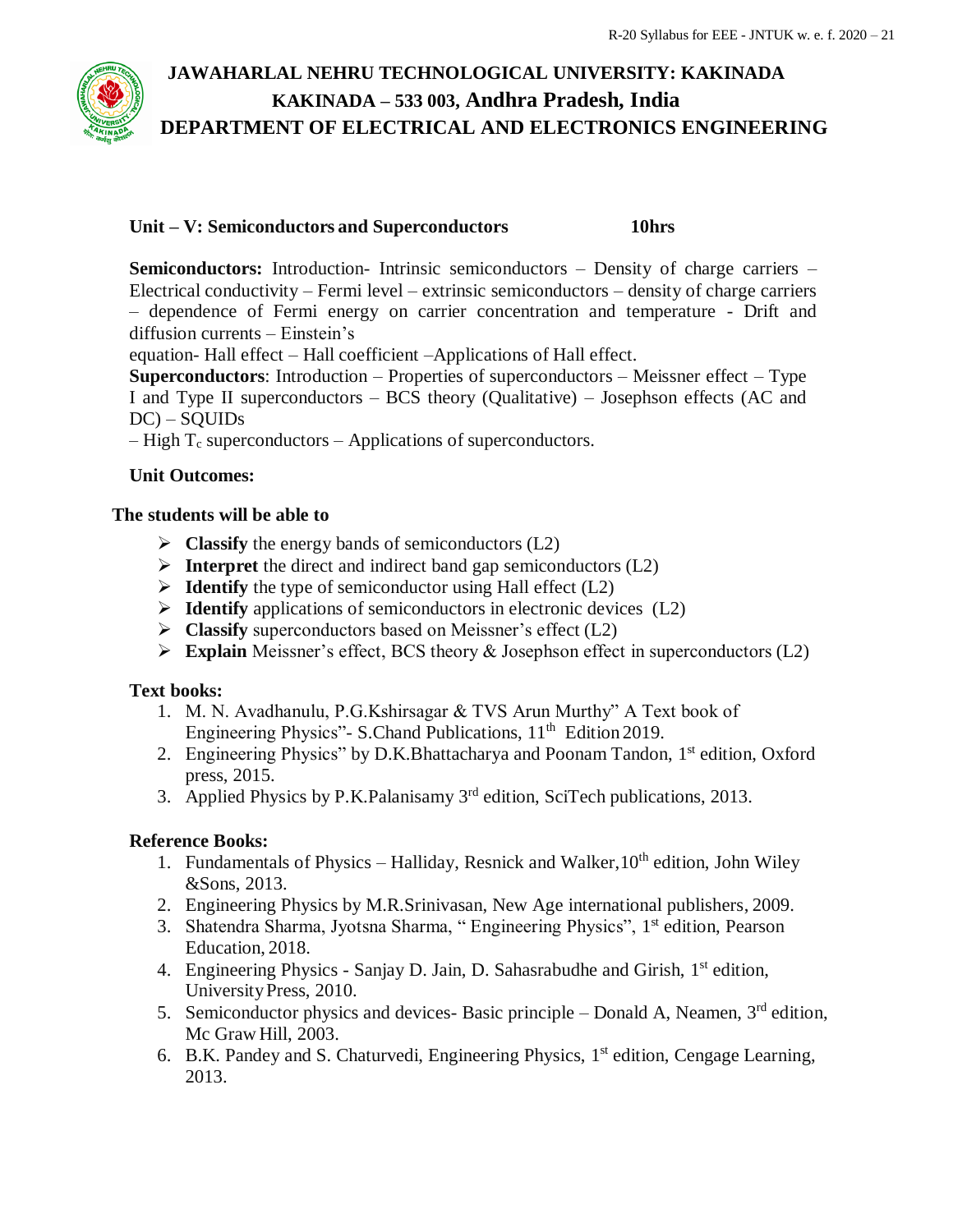**Unit – V: Semiconductors and Superconductors 10hrs**

**Semiconductors:** Introduction- Intrinsic semiconductors – Density of charge carriers – Electrical conductivity – Fermi level – extrinsic semiconductors – density of charge carriers – dependence of Fermi energy on carrier concentration and temperature - Drift and diffusion currents – Einstein's equation- Hall effect – Hall coefficient –Applications of Hall effect.

**Superconductors**: Introduction – Properties of superconductors – Meissner effect – Type I and Type II superconductors – BCS theory (Qualitative) – Josephson effects (AC and DC) – SQUIDs – High $T_c$ superconductors – Applications of superconductors.

**Unit Outcomes:**

**The students will be able to**

- **Classify** the energy bands of semiconductors (L2)
- **Interpret** the direct and indirect band gap semiconductors (L2)
- **Identify** the type of semiconductor using Hall effect (L2)
- **Identify** applications of semiconductors in electronic devices (L2)
- **Classify** superconductors based on Meissner's effect (L2)
- **Explain** Meissner's effect, BCS theory & Josephson effect in superconductors (L2)

**Text books:**

1. M. N. Avadhanulu, P.G.Kshirsagar & TVS Arun Murthy" A Text book of Engineering Physics"- S.Chand Publications, 11th Edition 2019.
2. Engineering Physics" by D.K.Bhattacharya and Poonam Tandon, 1st edition, Oxford press, 2015.
3. Applied Physics by P.K.Palanisamy 3rd edition, SciTech publications, 2013.

**Reference Books:**

1. Fundamentals of Physics – Halliday, Resnick and Walker,10th edition, John Wiley &Sons, 2013.
2. Engineering Physics by M.R.Srinivasan, New Age international publishers, 2009.
3. Shatendra Sharma, Jyotsna Sharma, " Engineering Physics", 1st edition, Pearson Education, 2018.
4. Engineering Physics - Sanjay D. Jain, D. Sahasrabudhe and Girish, 1st edition, University Press, 2010.
5. Semiconductor physics and devices- Basic principle – Donald A, Neamen, 3rd edition, Mc Graw Hill, 2003.
6. B.K. Pandey and S. Chaturvedi, Engineering Physics, 1st edition, Cengage Learning, 2013.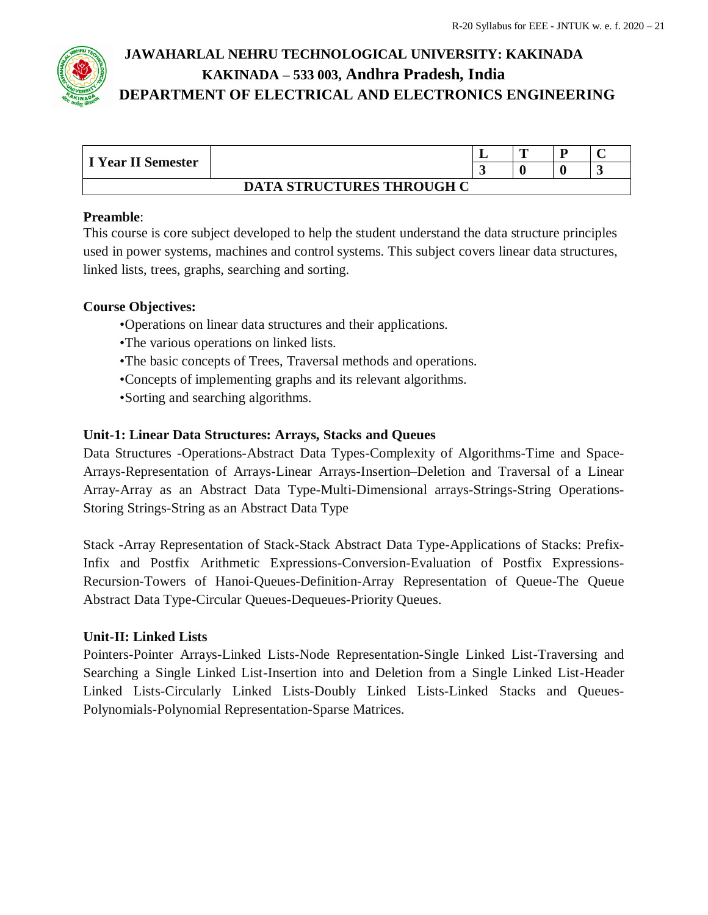# JAWAHARLAL NEHRU TECHNOLOGICAL UNIVERSITY: KAKINADA
## KAKINADA – 533 003, Andhra Pradesh, India
## DEPARTMENT OF ELECTRICAL AND ELECTRONICS ENGINEERING

| I Year II Semester | | L | T | P | C |
|---|---|---|---|---|---|
| | | 3 | 0 | 0 | 3 |
| DATA STRUCTURES THROUGH C | | | | | |

**Preamble**:
This course is core subject developed to help the student understand the data structure principles used in power systems, machines and control systems. This subject covers linear data structures, linked lists, trees, graphs, searching and sorting.

**Course Objectives:**

- Operations on linear data structures and their applications.
- The various operations on linked lists.
- The basic concepts of Trees, Traversal methods and operations.
- Concepts of implementing graphs and its relevant algorithms.
- Sorting and searching algorithms.

**Unit-1: Linear Data Structures: Arrays, Stacks and Queues**

Data Structures -Operations-Abstract Data Types-Complexity of Algorithms-Time and Space-Arrays-Representation of Arrays-Linear Arrays-Insertion–Deletion and Traversal of a Linear Array-Array as an Abstract Data Type-Multi-Dimensional arrays-Strings-String Operations-Storing Strings-String as an Abstract Data Type

Stack -Array Representation of Stack-Stack Abstract Data Type-Applications of Stacks: Prefix-Infix and Postfix Arithmetic Expressions-Conversion-Evaluation of Postfix Expressions-Recursion-Towers of Hanoi-Queues-Definition-Array Representation of Queue-The Queue Abstract Data Type-Circular Queues-Dequeues-Priority Queues.

**Unit-II: Linked Lists**

Pointers-Pointer Arrays-Linked Lists-Node Representation-Single Linked List-Traversing and Searching a Single Linked List-Insertion into and Deletion from a Single Linked List-Header Linked Lists-Circularly Linked Lists-Doubly Linked Lists-Linked Stacks and Queues-Polynomials-Polynomial Representation-Sparse Matrices.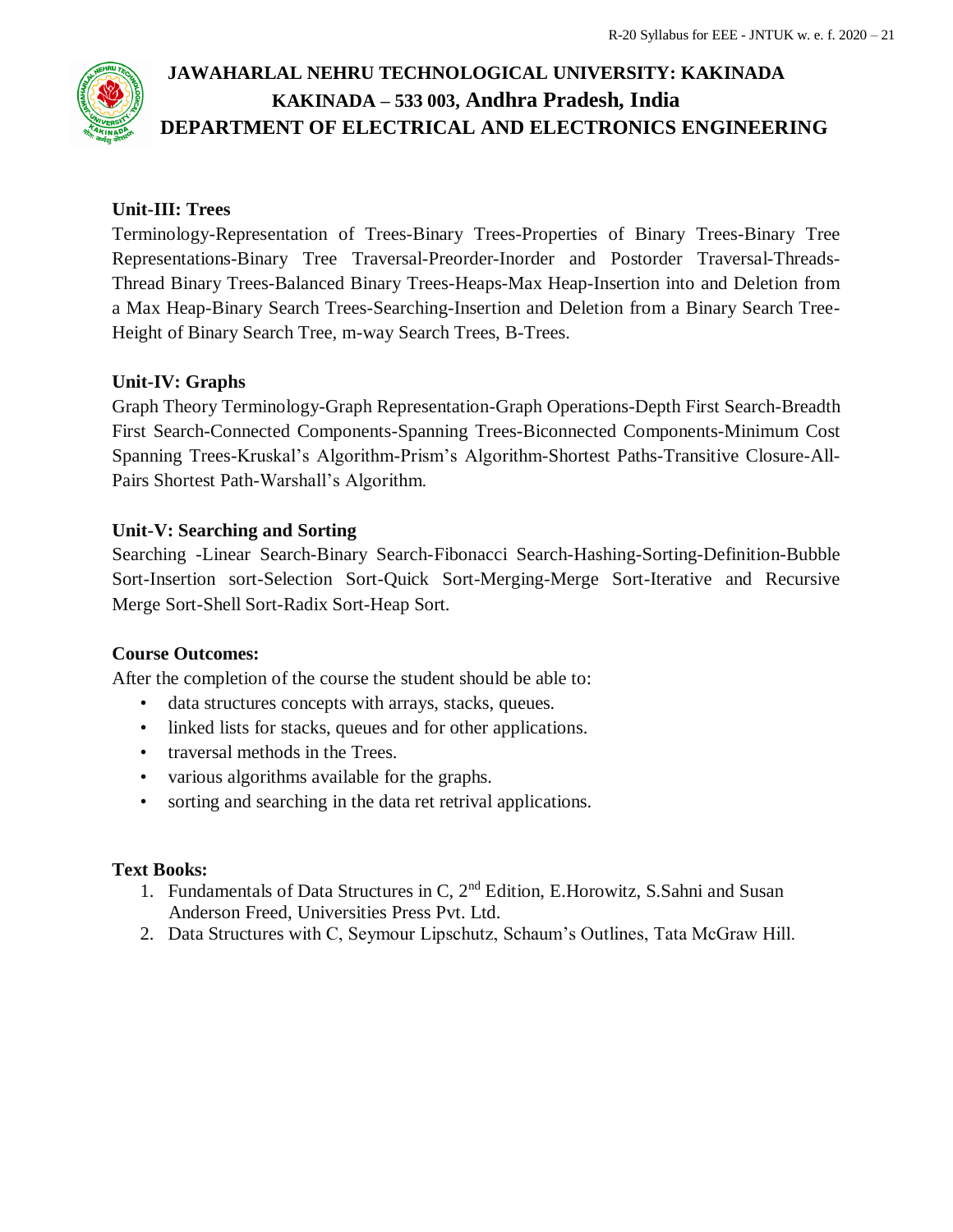**Unit-III: Trees**

Terminology-Representation of Trees-Binary Trees-Properties of Binary Trees-Binary Tree Representations-Binary Tree Traversal-Preorder-Inorder and Postorder Traversal-Threads-Thread Binary Trees-Balanced Binary Trees-Heaps-Max Heap-Insertion into and Deletion from a Max Heap-Binary Search Trees-Searching-Insertion and Deletion from a Binary Search Tree-Height of Binary Search Tree, m-way Search Trees, B-Trees.

**Unit-IV: Graphs**

Graph Theory Terminology-Graph Representation-Graph Operations-Depth First Search-Breadth First Search-Connected Components-Spanning Trees-Biconnected Components-Minimum Cost Spanning Trees-Kruskal's Algorithm-Prism's Algorithm-Shortest Paths-Transitive Closure-All-Pairs Shortest Path-Warshall's Algorithm.

**Unit-V: Searching and Sorting**

Searching -Linear Search-Binary Search-Fibonacci Search-Hashing-Sorting-Definition-Bubble Sort-Insertion sort-Selection Sort-Quick Sort-Merging-Merge Sort-Iterative and Recursive Merge Sort-Shell Sort-Radix Sort-Heap Sort.

**Course Outcomes:**

After the completion of the course the student should be able to:

- data structures concepts with arrays, stacks, queues.
- linked lists for stacks, queues and for other applications.
- traversal methods in the Trees.
- various algorithms available for the graphs.
- sorting and searching in the data ret retrival applications.

**Text Books:**

1. Fundamentals of Data Structures in C, 2nd Edition, E.Horowitz, S.Sahni and Susan Anderson Freed, Universities Press Pvt. Ltd.
2. Data Structures with C, Seymour Lipschutz, Schaum's Outlines, Tata McGraw Hill.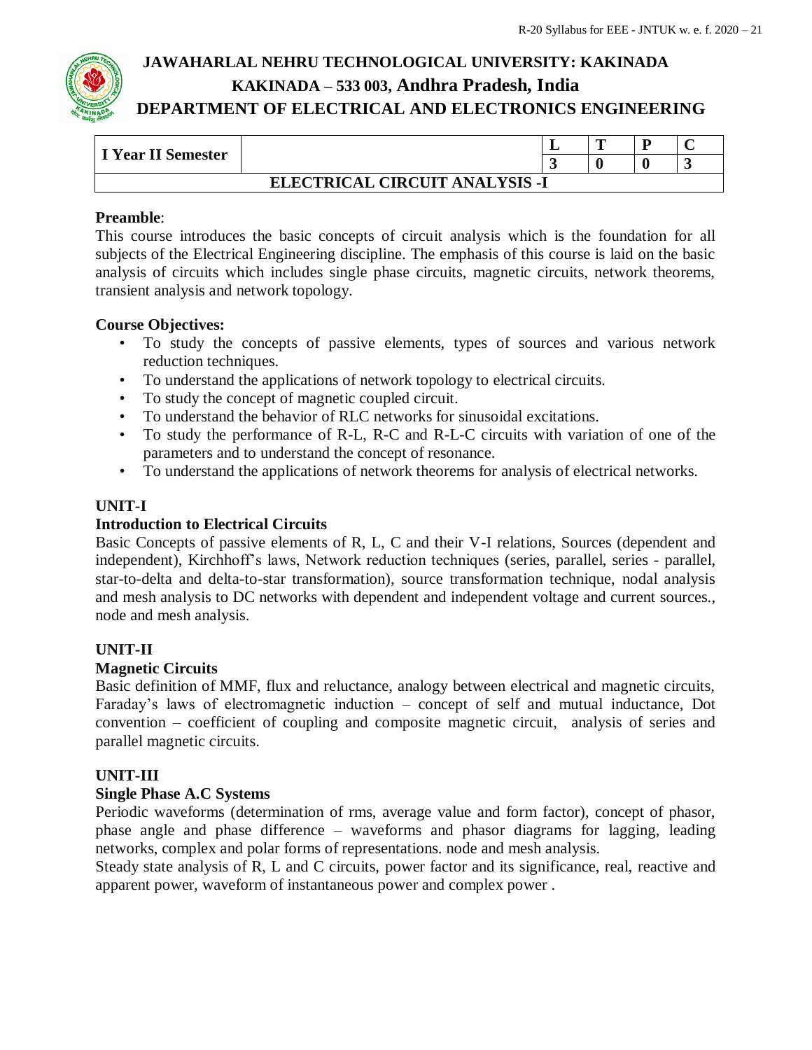# JAWAHARLAL NEHRU TECHNOLOGICAL UNIVERSITY: KAKINADA

## KAKINADA – 533 003, Andhra Pradesh, India

## DEPARTMENT OF ELECTRICAL AND ELECTRONICS ENGINEERING

| I Year II Semester | | L | T | P | C |
|---|---|---|---|---|---|
| | | 3 | 0 | 0 | 3 |
| **ELECTRICAL CIRCUIT ANALYSIS -I** | | | | | |

**Preamble**:

This course introduces the basic concepts of circuit analysis which is the foundation for all subjects of the Electrical Engineering discipline. The emphasis of this course is laid on the basic analysis of circuits which includes single phase circuits, magnetic circuits, network theorems, transient analysis and network topology.

**Course Objectives:**

- To study the concepts of passive elements, types of sources and various network reduction techniques.
- To understand the applications of network topology to electrical circuits.
- To study the concept of magnetic coupled circuit.
- To understand the behavior of RLC networks for sinusoidal excitations.
- To study the performance of R-L, R-C and R-L-C circuits with variation of one of the parameters and to understand the concept of resonance.
- To understand the applications of network theorems for analysis of electrical networks.

**UNIT-I**

**Introduction to Electrical Circuits**

Basic Concepts of passive elements of R, L, C and their V-I relations, Sources (dependent and independent), Kirchhoff's laws, Network reduction techniques (series, parallel, series - parallel, star-to-delta and delta-to-star transformation), source transformation technique, nodal analysis and mesh analysis to DC networks with dependent and independent voltage and current sources., node and mesh analysis.

**UNIT-II**

**Magnetic Circuits**

Basic definition of MMF, flux and reluctance, analogy between electrical and magnetic circuits, Faraday's laws of electromagnetic induction – concept of self and mutual inductance, Dot convention – coefficient of coupling and composite magnetic circuit, analysis of series and parallel magnetic circuits.

**UNIT-III**

**Single Phase A.C Systems**

Periodic waveforms (determination of rms, average value and form factor), concept of phasor, phase angle and phase difference – waveforms and phasor diagrams for lagging, leading networks, complex and polar forms of representations. node and mesh analysis.

Steady state analysis of R, L and C circuits, power factor and its significance, real, reactive and apparent power, waveform of instantaneous power and complex power .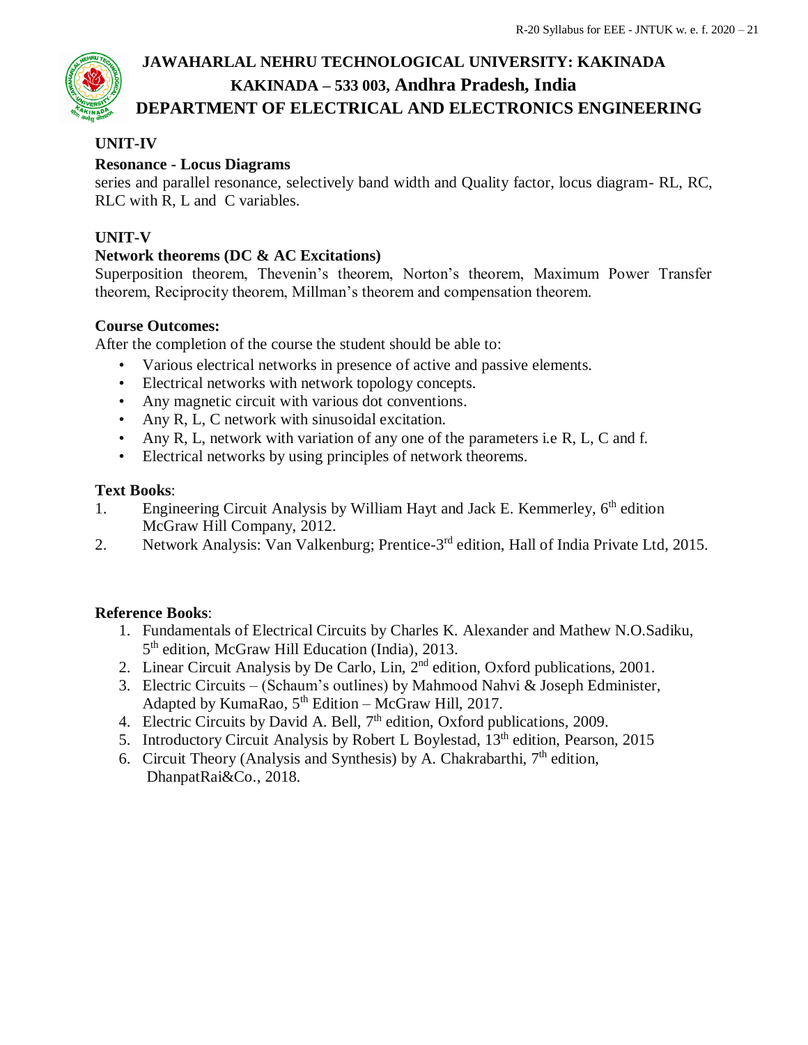# JAWAHARLAL NEHRU TECHNOLOGICAL UNIVERSITY: KAKINADA
## KAKINADA – 533 003, Andhra Pradesh, India
## DEPARTMENT OF ELECTRICAL AND ELECTRONICS ENGINEERING

**UNIT-IV**

**Resonance - Locus Diagrams**

series and parallel resonance, selectively band width and Quality factor, locus diagram- RL, RC, RLC with R, L and C variables.

**UNIT-V**

**Network theorems (DC & AC Excitations)**

Superposition theorem, Thevenin's theorem, Norton's theorem, Maximum Power Transfer theorem, Reciprocity theorem, Millman's theorem and compensation theorem.

**Course Outcomes:**

After the completion of the course the student should be able to:

- Various electrical networks in presence of active and passive elements.
- Electrical networks with network topology concepts.
- Any magnetic circuit with various dot conventions.
- Any R, L, C network with sinusoidal excitation.
- Any R, L, network with variation of any one of the parameters i.e R, L, C and f.
- Electrical networks by using principles of network theorems.

**Text Books**:

1. Engineering Circuit Analysis by William Hayt and Jack E. Kemmerley, 6th edition McGraw Hill Company, 2012.
2. Network Analysis: Van Valkenburg; Prentice-3rd edition, Hall of India Private Ltd, 2015.

**Reference Books**:

1. Fundamentals of Electrical Circuits by Charles K. Alexander and Mathew N.O.Sadiku, 5th edition, McGraw Hill Education (India), 2013.
2. Linear Circuit Analysis by De Carlo, Lin, 2nd edition, Oxford publications, 2001.
3. Electric Circuits – (Schaum's outlines) by Mahmood Nahvi & Joseph Edminister, Adapted by KumaRao, 5th Edition – McGraw Hill, 2017.
4. Electric Circuits by David A. Bell, 7th edition, Oxford publications, 2009.
5. Introductory Circuit Analysis by Robert L Boylestad, 13th edition, Pearson, 2015
6. Circuit Theory (Analysis and Synthesis) by A. Chakrabarthi, 7th edition, DhanpatRai&Co., 2018.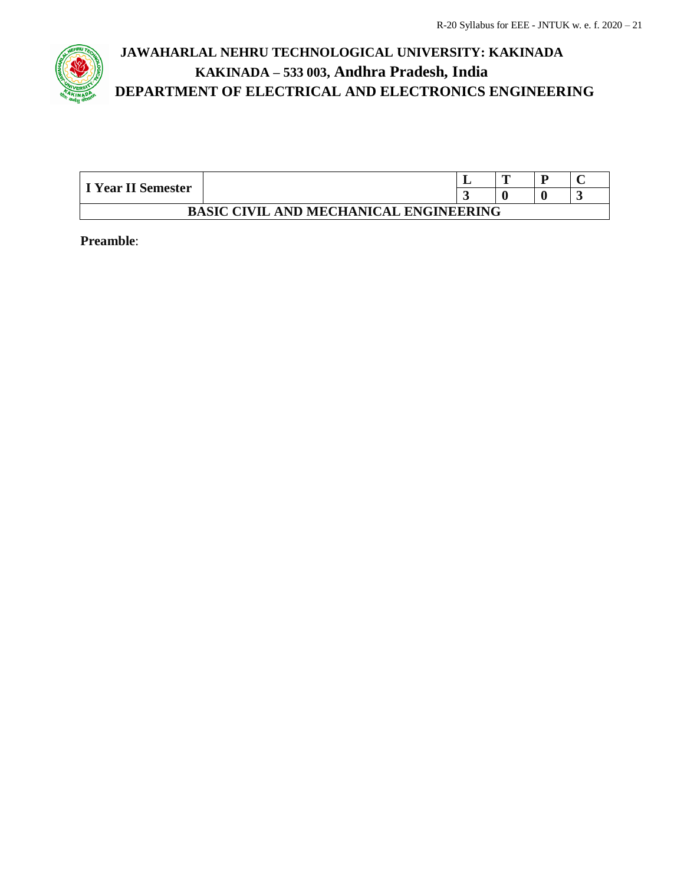# JAWAHARLAL NEHRU TECHNOLOGICAL UNIVERSITY: KAKINADA

## KAKINADA – 533 003, Andhra Pradesh, India

## DEPARTMENT OF ELECTRICAL AND ELECTRONICS ENGINEERING

| I Year II Semester | | L | T | P | C |
|---|---|---|---|---|---|
| | | 3 | 0 | 0 | 3 |
| BASIC CIVIL AND MECHANICAL ENGINEERING | | | | | |

**Preamble**: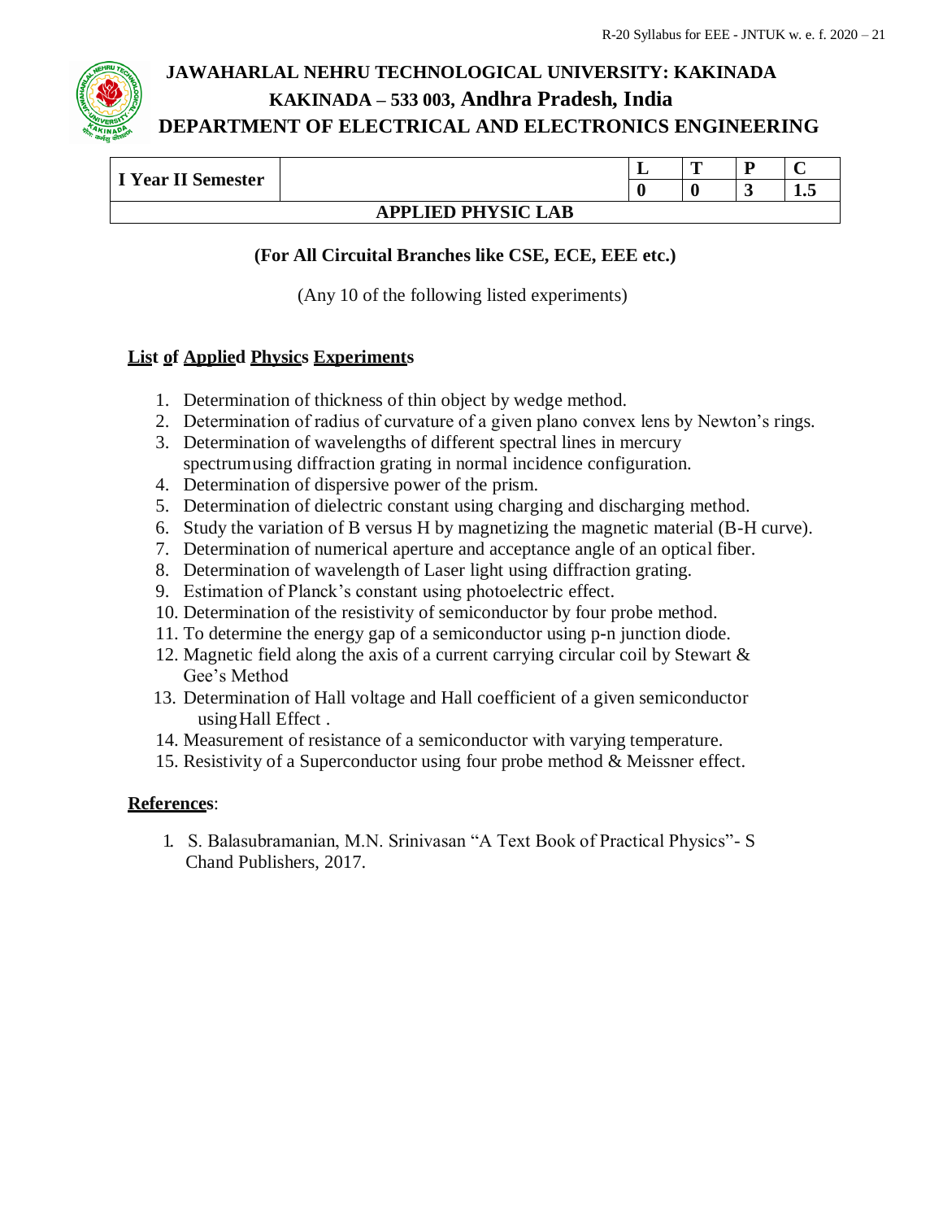# JAWAHARLAL NEHRU TECHNOLOGICAL UNIVERSITY: KAKINADA
## KAKINADA – 533 003, Andhra Pradesh, India
## DEPARTMENT OF ELECTRICAL AND ELECTRONICS ENGINEERING

| I Year II Semester | | L | T | P | C |
|---|---|---|---|---|---|
| | | 0 | 0 | 3 | 1.5 |
| **APPLIED PHYSIC LAB** | | | | | |

**(For All Circuital Branches like CSE, ECE, EEE etc.)**

(Any 10 of the following listed experiments)

**List of Applied Physics Experiments**

1. Determination of thickness of thin object by wedge method.
2. Determination of radius of curvature of a given plano convex lens by Newton's rings.
3. Determination of wavelengths of different spectral lines in mercury spectrumusing diffraction grating in normal incidence configuration.
4. Determination of dispersive power of the prism.
5. Determination of dielectric constant using charging and discharging method.
6. Study the variation of B versus H by magnetizing the magnetic material (B-H curve).
7. Determination of numerical aperture and acceptance angle of an optical fiber.
8. Determination of wavelength of Laser light using diffraction grating.
9. Estimation of Planck's constant using photoelectric effect.
10. Determination of the resistivity of semiconductor by four probe method.
11. To determine the energy gap of a semiconductor using p-n junction diode.
12. Magnetic field along the axis of a current carrying circular coil by Stewart & Gee's Method
13. Determination of Hall voltage and Hall coefficient of a given semiconductor usingHall Effect .
14. Measurement of resistance of a semiconductor with varying temperature.
15. Resistivity of a Superconductor using four probe method & Meissner effect.

**References**:

1. S. Balasubramanian, M.N. Srinivasan "A Text Book of Practical Physics"- S Chand Publishers, 2017.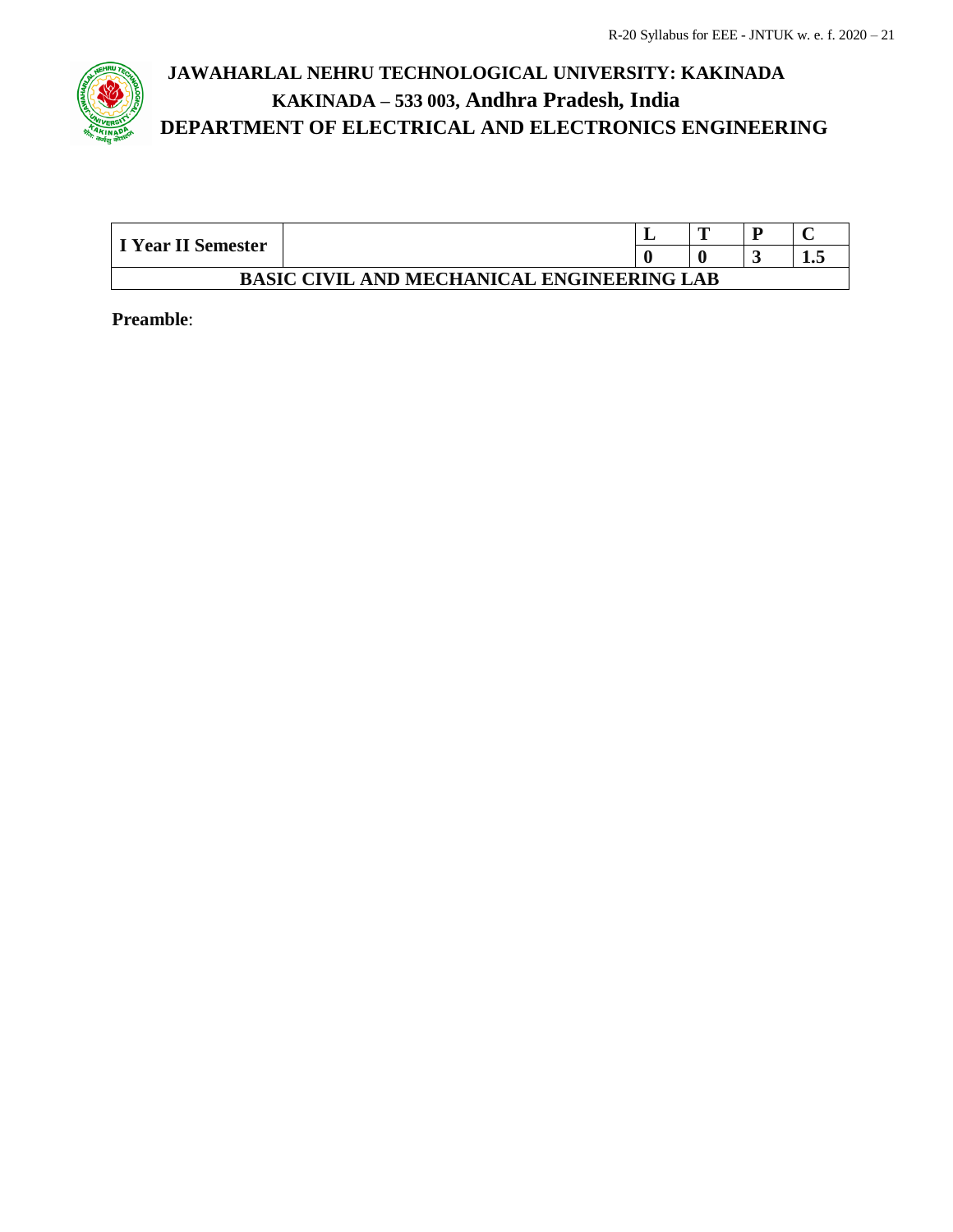# JAWAHARLAL NEHRU TECHNOLOGICAL UNIVERSITY: KAKINADA

## KAKINADA – 533 003, Andhra Pradesh, India

## DEPARTMENT OF ELECTRICAL AND ELECTRONICS ENGINEERING

| I Year II Semester | | L | T | P | C |
|---|---|---|---|---|---|
| | | 0 | 0 | 3 | 1.5 |
| **BASIC CIVIL AND MECHANICAL ENGINEERING LAB** | | | | | |

**Preamble**: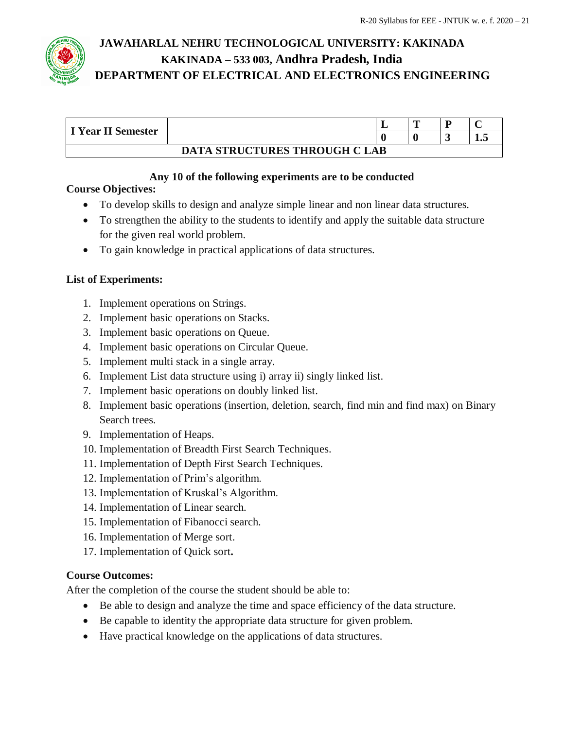# JAWAHARLAL NEHRU TECHNOLOGICAL UNIVERSITY: KAKINADA
## KAKINADA – 533 003, Andhra Pradesh, India
## DEPARTMENT OF ELECTRICAL AND ELECTRONICS ENGINEERING

| I Year II Semester | | L | T | P | C |
|---|---|---|---|---|---|
| | | 0 | 0 | 3 | 1.5 |
| **DATA STRUCTURES THROUGH C LAB** | | | | | |

**Any 10 of the following experiments are to be conducted**

**Course Objectives:**

- To develop skills to design and analyze simple linear and non linear data structures.
- To strengthen the ability to the students to identify and apply the suitable data structure for the given real world problem.
- To gain knowledge in practical applications of data structures.

**List of Experiments:**

1. Implement operations on Strings.
2. Implement basic operations on Stacks.
3. Implement basic operations on Queue.
4. Implement basic operations on Circular Queue.
5. Implement multi stack in a single array.
6. Implement List data structure using i) array ii) singly linked list.
7. Implement basic operations on doubly linked list.
8. Implement basic operations (insertion, deletion, search, find min and find max) on Binary Search trees.
9. Implementation of Heaps.
10. Implementation of Breadth First Search Techniques.
11. Implementation of Depth First Search Techniques.
12. Implementation of Prim's algorithm.
13. Implementation of Kruskal's Algorithm.
14. Implementation of Linear search.
15. Implementation of Fibanocci search.
16. Implementation of Merge sort.
17. Implementation of Quick sort**.**

**Course Outcomes:**

After the completion of the course the student should be able to:

- Be able to design and analyze the time and space efficiency of the data structure.
- Be capable to identity the appropriate data structure for given problem.
- Have practical knowledge on the applications of data structures.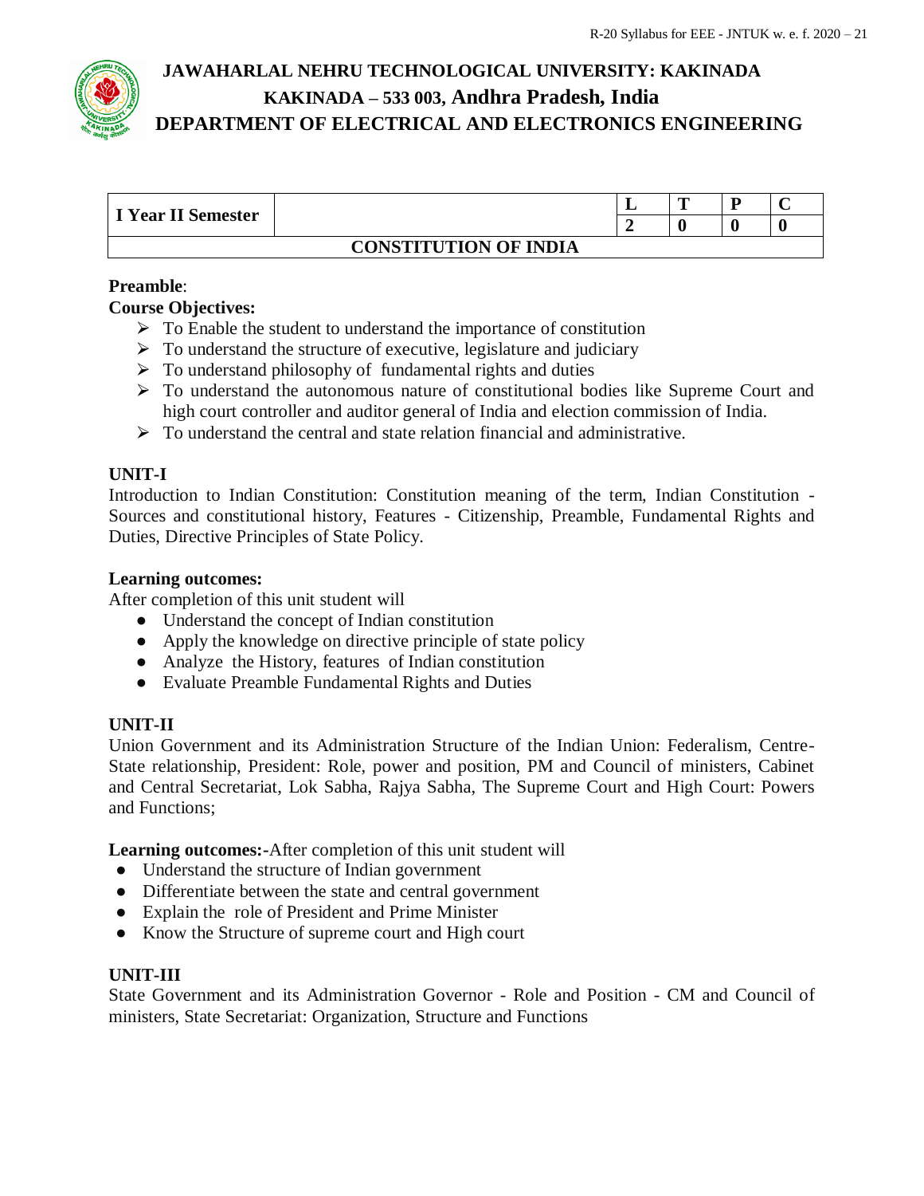# JAWAHARLAL NEHRU TECHNOLOGICAL UNIVERSITY: KAKINADA

## KAKINADA – 533 003, Andhra Pradesh, India

## DEPARTMENT OF ELECTRICAL AND ELECTRONICS ENGINEERING

| I Year II Semester | | L | T | P | C |
|---|---|---|---|---|---|
| | | 2 | 0 | 0 | 0 |
| CONSTITUTION OF INDIA | | | | | |

**Preamble**:

**Course Objectives:**

- To Enable the student to understand the importance of constitution
- To understand the structure of executive, legislature and judiciary
- To understand philosophy of fundamental rights and duties
- To understand the autonomous nature of constitutional bodies like Supreme Court and high court controller and auditor general of India and election commission of India.
- To understand the central and state relation financial and administrative.

### UNIT-I

Introduction to Indian Constitution: Constitution meaning of the term, Indian Constitution - Sources and constitutional history, Features - Citizenship, Preamble, Fundamental Rights and Duties, Directive Principles of State Policy.

**Learning outcomes:**

After completion of this unit student will

- Understand the concept of Indian constitution
- Apply the knowledge on directive principle of state policy
- Analyze the History, features of Indian constitution
- Evaluate Preamble Fundamental Rights and Duties

### UNIT-II

Union Government and its Administration Structure of the Indian Union: Federalism, Centre-State relationship, President: Role, power and position, PM and Council of ministers, Cabinet and Central Secretariat, Lok Sabha, Rajya Sabha, The Supreme Court and High Court: Powers and Functions;

**Learning outcomes:-**After completion of this unit student will

- Understand the structure of Indian government
- Differentiate between the state and central government
- Explain the role of President and Prime Minister
- Know the Structure of supreme court and High court

### UNIT-III

State Government and its Administration Governor - Role and Position - CM and Council of ministers, State Secretariat: Organization, Structure and Functions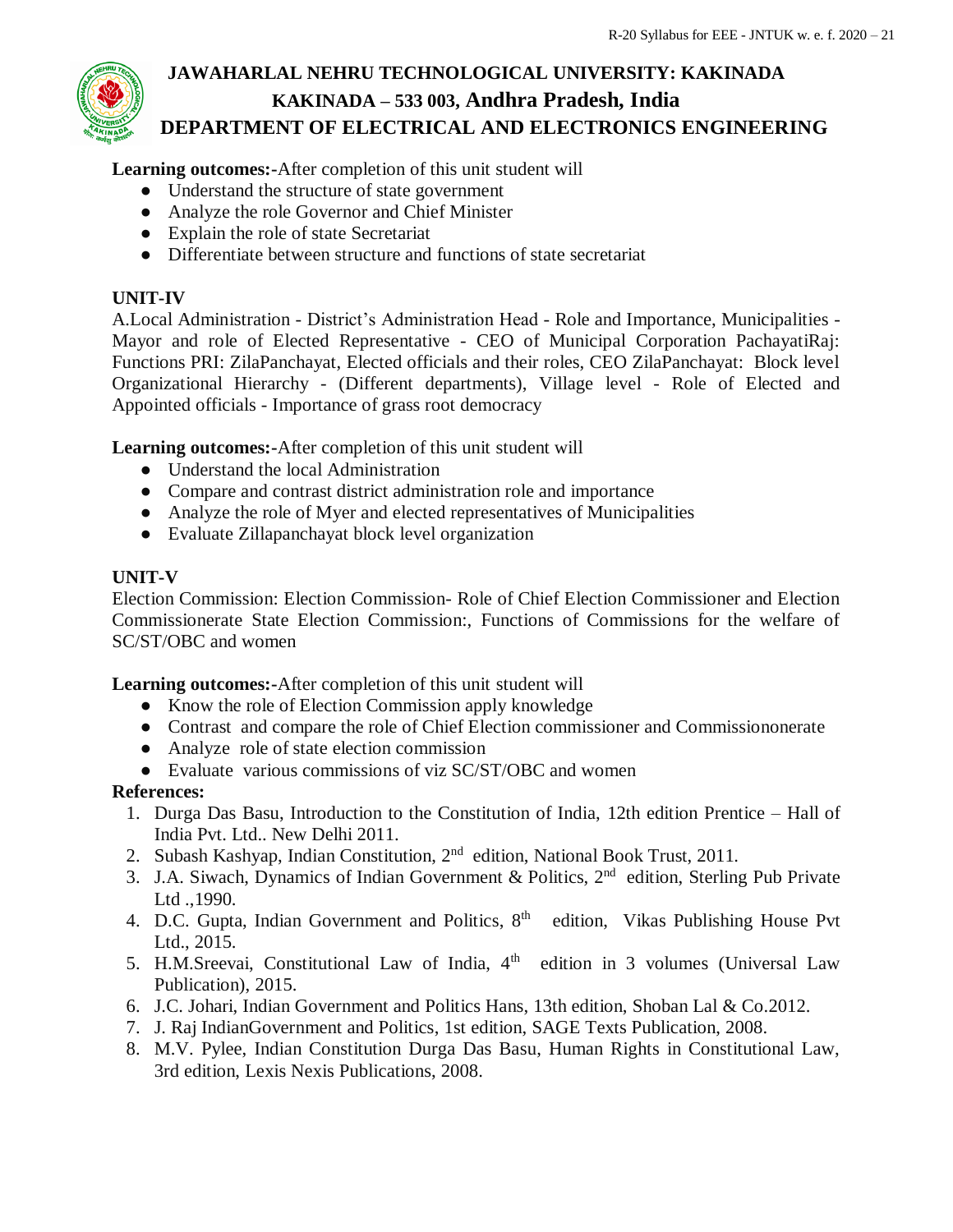**Learning outcomes:-**After completion of this unit student will

- Understand the structure of state government
- Analyze the role Governor and Chief Minister
- Explain the role of state Secretariat
- Differentiate between structure and functions of state secretariat

**UNIT-IV**

A.Local Administration - District's Administration Head - Role and Importance, Municipalities - Mayor and role of Elected Representative - CEO of Municipal Corporation PachayatiRaj: Functions PRI: ZilaPanchayat, Elected officials and their roles, CEO ZilaPanchayat: Block level Organizational Hierarchy - (Different departments), Village level - Role of Elected and Appointed officials - Importance of grass root democracy

**Learning outcomes:-**After completion of this unit student will

- Understand the local Administration
- Compare and contrast district administration role and importance
- Analyze the role of Myer and elected representatives of Municipalities
- Evaluate Zillapanchayat block level organization

**UNIT-V**

Election Commission: Election Commission- Role of Chief Election Commissioner and Election Commissionerate State Election Commission:, Functions of Commissions for the welfare of SC/ST/OBC and women

**Learning outcomes:-**After completion of this unit student will

- Know the role of Election Commission apply knowledge
- Contrast and compare the role of Chief Election commissioner and Commissiononerate
- Analyze role of state election commission
- Evaluate various commissions of viz SC/ST/OBC and women

**References:**

1. Durga Das Basu, Introduction to the Constitution of India, 12th edition Prentice – Hall of India Pvt. Ltd.. New Delhi 2011.
2. Subash Kashyap, Indian Constitution, 2nd edition, National Book Trust, 2011.
3. J.A. Siwach, Dynamics of Indian Government & Politics, 2nd edition, Sterling Pub Private Ltd .,1990.
4. D.C. Gupta, Indian Government and Politics, 8th edition, Vikas Publishing House Pvt Ltd., 2015.
5. H.M.Sreevai, Constitutional Law of India, 4th edition in 3 volumes (Universal Law Publication), 2015.
6. J.C. Johari, Indian Government and Politics Hans, 13th edition, Shoban Lal & Co.2012.
7. J. Raj IndianGovernment and Politics, 1st edition, SAGE Texts Publication, 2008.
8. M.V. Pylee, Indian Constitution Durga Das Basu, Human Rights in Constitutional Law, 3rd edition, Lexis Nexis Publications, 2008.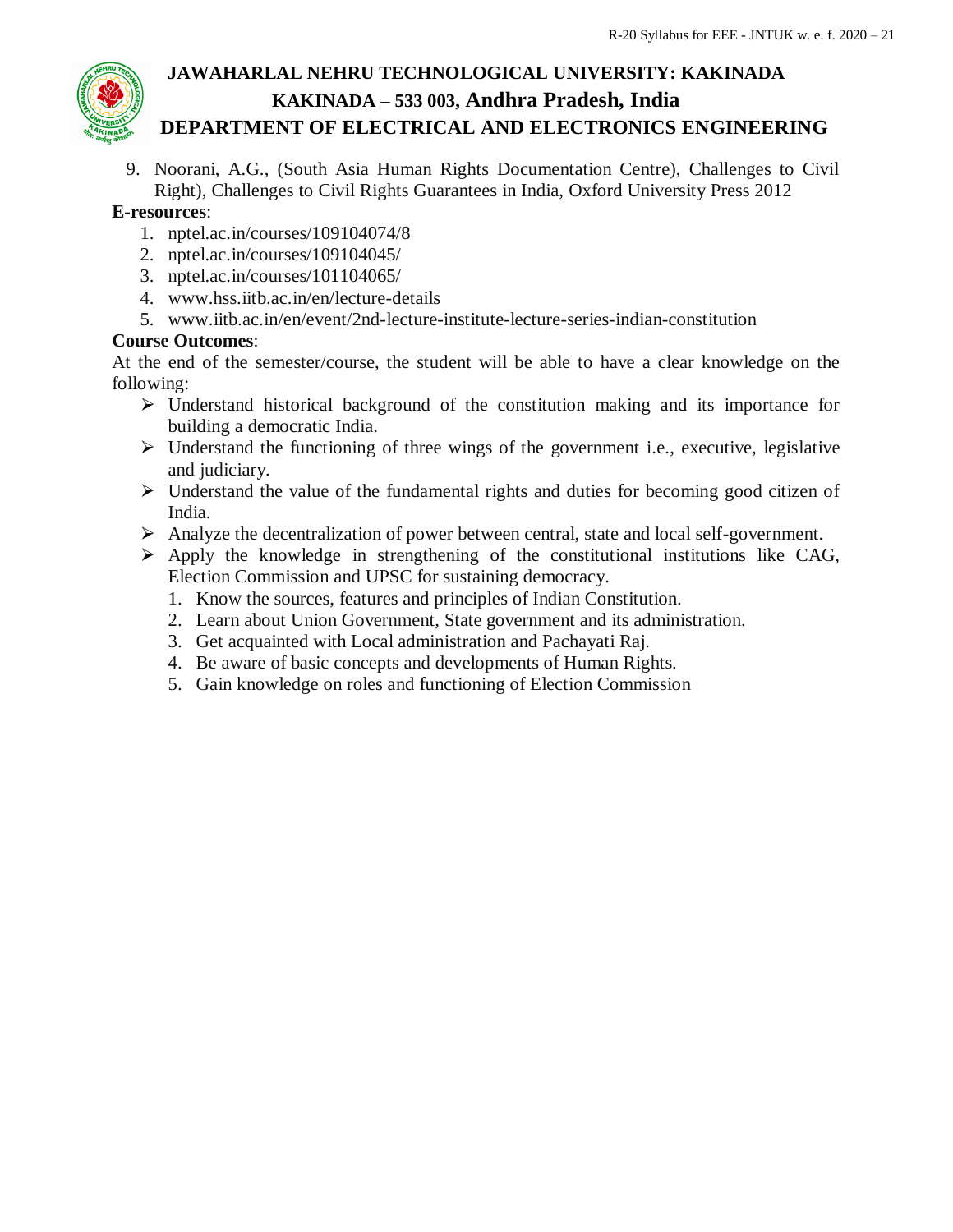9. Noorani, A.G., (South Asia Human Rights Documentation Centre), Challenges to Civil Right), Challenges to Civil Rights Guarantees in India, Oxford University Press 2012

**E-resources**:

1. nptel.ac.in/courses/109104074/8
2. nptel.ac.in/courses/109104045/
3. nptel.ac.in/courses/101104065/
4. www.hss.iitb.ac.in/en/lecture-details
5. www.iitb.ac.in/en/event/2nd-lecture-institute-lecture-series-indian-constitution

**Course Outcomes**:

At the end of the semester/course, the student will be able to have a clear knowledge on the following:

- Understand historical background of the constitution making and its importance for building a democratic India.
- Understand the functioning of three wings of the government i.e., executive, legislative and judiciary.
- Understand the value of the fundamental rights and duties for becoming good citizen of India.
- Analyze the decentralization of power between central, state and local self-government.
- Apply the knowledge in strengthening of the constitutional institutions like CAG, Election Commission and UPSC for sustaining democracy.
  1. Know the sources, features and principles of Indian Constitution.
  2. Learn about Union Government, State government and its administration.
  3. Get acquainted with Local administration and Pachayati Raj.
  4. Be aware of basic concepts and developments of Human Rights.
  5. Gain knowledge on roles and functioning of Election Commission